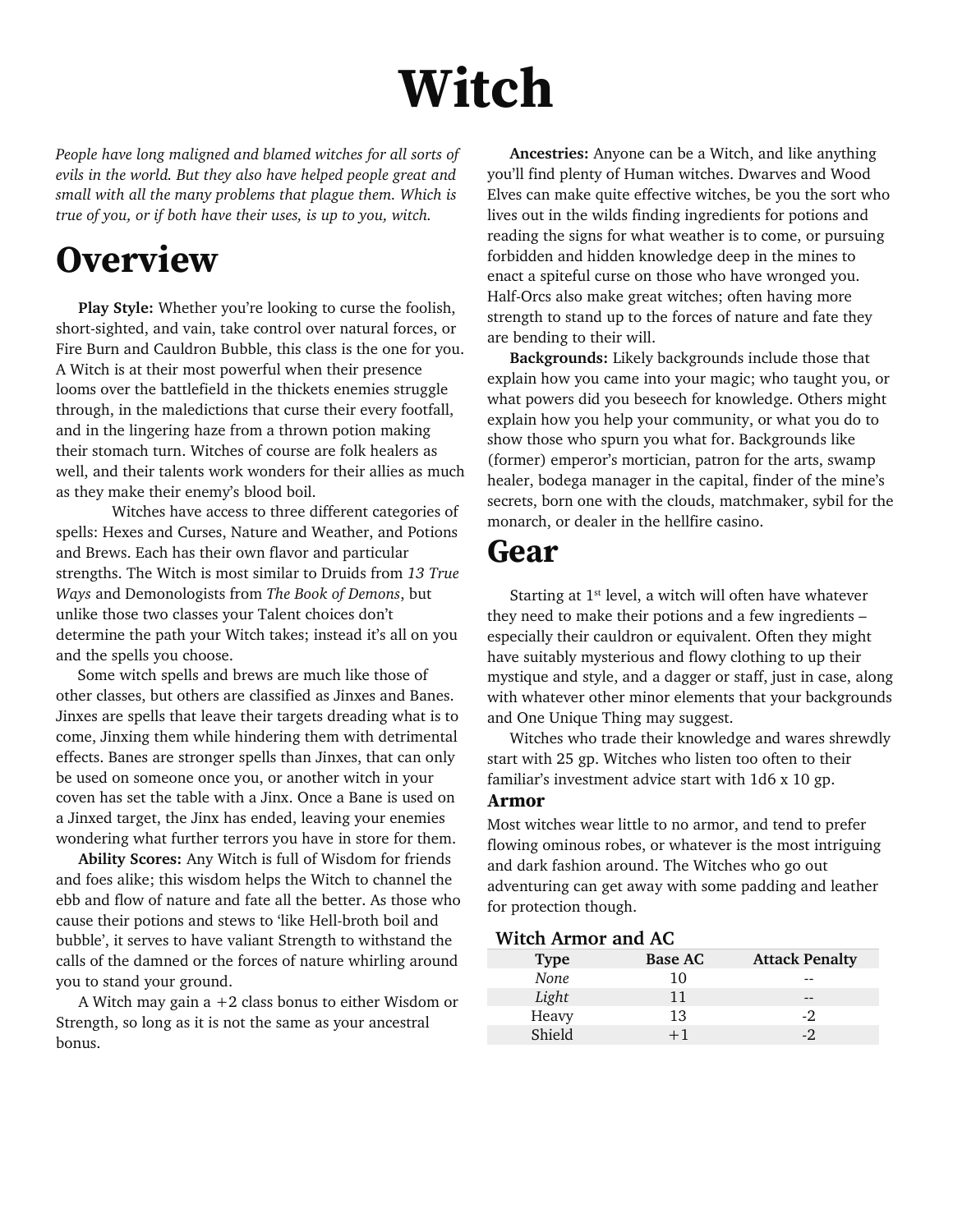# Witch

*People have long maligned and blamed witches for all sorts of evils in the world. But they also have helped people great and small with all the many problems that plague them. Which is true of you, or if both have their uses, is up to you, witch.*

## Overview

**Play Style:** Whether you're looking to curse the foolish, short-sighted, and vain, take control over natural forces, or Fire Burn and Cauldron Bubble, this class is the one for you. A Witch is at their most powerful when their presence looms over the battlefield in the thickets enemies struggle through, in the maledictions that curse their every footfall, and in the lingering haze from a thrown potion making their stomach turn. Witches of course are folk healers as well, and their talents work wonders for their allies as much as they make their enemy's blood boil.

Witches have access to three different categories of spells: Hexes and Curses, Nature and Weather, and Potions and Brews. Each has their own flavor and particular strengths. The Witch is most similar to Druids from *13 True Ways* and Demonologists from *The Book of Demons*, but unlike those two classes your Talent choices don't determine the path your Witch takes; instead it's all on you and the spells you choose.

Some witch spells and brews are much like those of other classes, but others are classified as Jinxes and Banes. Jinxes are spells that leave their targets dreading what is to come, Jinxing them while hindering them with detrimental effects. Banes are stronger spells than Jinxes, that can only be used on someone once you, or another witch in your coven has set the table with a Jinx. Once a Bane is used on a Jinxed target, the Jinx has ended, leaving your enemies wondering what further terrors you have in store for them.

**Ability Scores:** Any Witch is full of Wisdom for friends and foes alike; this wisdom helps the Witch to channel the ebb and flow of nature and fate all the better. As those who cause their potions and stews to 'like Hell-broth boil and bubble', it serves to have valiant Strength to withstand the calls of the damned or the forces of nature whirling around you to stand your ground.

A Witch may gain a +2 class bonus to either Wisdom or Strength, so long as it is not the same as your ancestral bonus.

**Ancestries:** Anyone can be a Witch, and like anything you'll find plenty of Human witches. Dwarves and Wood Elves can make quite effective witches, be you the sort who lives out in the wilds finding ingredients for potions and reading the signs for what weather is to come, or pursuing forbidden and hidden knowledge deep in the mines to enact a spiteful curse on those who have wronged you. Half-Orcs also make great witches; often having more strength to stand up to the forces of nature and fate they are bending to their will.

**Backgrounds:** Likely backgrounds include those that explain how you came into your magic; who taught you, or what powers did you beseech for knowledge. Others might explain how you help your community, or what you do to show those who spurn you what for. Backgrounds like (former) emperor's mortician, patron for the arts, swamp healer, bodega manager in the capital, finder of the mine's secrets, born one with the clouds, matchmaker, sybil for the monarch, or dealer in the hellfire casino.

## Gear

Starting at 1st level, a witch will often have whatever they need to make their potions and a few ingredients – especially their cauldron or equivalent. Often they might have suitably mysterious and flowy clothing to up their mystique and style, and a dagger or staff, just in case, along with whatever other minor elements that your backgrounds and One Unique Thing may suggest.

Witches who trade their knowledge and wares shrewdly start with 25 gp. Witches who listen too often to their familiar's investment advice start with 1d6 x 10 gp.

### Armor

Most witches wear little to no armor, and tend to prefer flowing ominous robes, or whatever is the most intriguing and dark fashion around. The Witches who go out adventuring can get away with some padding and leather for protection though.

**Witch Armor and AC**

| Type | Base AC | Attack Penalty |
|---|---|---|
| *None* | 10 | -- |
| *Light* | 11 | -- |
| Heavy | 13 | -2 |
| Shield | +1 | -2 |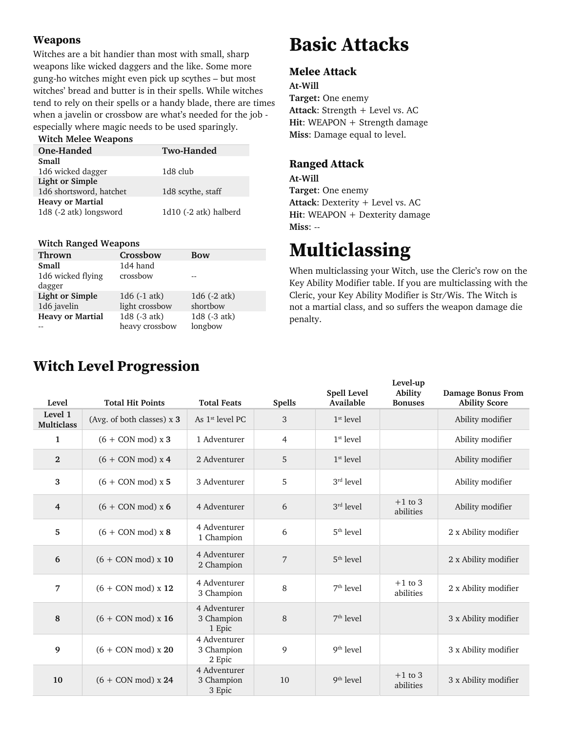### Weapons

Witches are a bit handier than most with small, sharp weapons like wicked daggers and the like. Some more gung-ho witches might even pick up scythes – but most witches' bread and butter is in their spells. While witches tend to rely on their spells or a handy blade, there are times when a javelin or crossbow are what's needed for the job - especially where magic needs to be used sparingly.

**Witch Melee Weapons**

| One-Handed | Two-Handed |
|---|---|
| **Small** | |
| 1d6 wicked dagger | 1d8 club |
| **Light or Simple** | |
| 1d6 shortsword, hatchet | 1d8 scythe, staff |
| **Heavy or Martial** | |
| 1d8 (-2 atk) longsword | 1d10 (-2 atk) halberd |

**Witch Ranged Weapons**

| Thrown | Crossbow | Bow |
|---|---|---|
| **Small** 1d6 wicked flying dagger | 1d4 hand crossbow | -- |
| **Light or Simple** 1d6 javelin | 1d6 (-1 atk) light crossbow | 1d6 (-2 atk) shortbow |
| **Heavy or Martial** -- | 1d8 (-3 atk) heavy crossbow | 1d8 (-3 atk) longbow |

# Basic Attacks

### Melee Attack

**At-Will**
**Target:** One enemy
**Attack**: Strength + Level vs. AC
**Hit**: WEAPON + Strength damage
**Miss**: Damage equal to level.

### Ranged Attack

**At-Will**
**Target**: One enemy
**Attack**: Dexterity + Level vs. AC
**Hit**: WEAPON + Dexterity damage
**Miss**: --

# Multiclassing

When multiclassing your Witch, use the Cleric's row on the Key Ability Modifier table. If you are multiclassing with the Cleric, your Key Ability Modifier is Str/Wis. The Witch is not a martial class, and so suffers the weapon damage die penalty.

## Witch Level Progression

| Level | Total Hit Points | Total Feats | Spells | Spell Level Available | Level-up Ability Bonuses | Damage Bonus From Ability Score |
|---|---|---|---|---|---|---|
| **Level 1 Multiclass** | (Avg. of both classes) x **3** | As 1st level PC | 3 | 1st level | | Ability modifier |
| **1** | (6 + CON mod) x **3** | 1 Adventurer | 4 | 1st level | | Ability modifier |
| **2** | (6 + CON mod) x **4** | 2 Adventurer | 5 | 1st level | | Ability modifier |
| **3** | (6 + CON mod) x **5** | 3 Adventurer | 5 | 3rd level | | Ability modifier |
| **4** | (6 + CON mod) x **6** | 4 Adventurer | 6 | 3rd level | +1 to 3 abilities | Ability modifier |
| **5** | (6 + CON mod) x **8** | 4 Adventurer 1 Champion | 6 | 5th level | | 2 x Ability modifier |
| **6** | (6 + CON mod) x **10** | 4 Adventurer 2 Champion | 7 | 5th level | | 2 x Ability modifier |
| **7** | (6 + CON mod) x **12** | 4 Adventurer 3 Champion | 8 | 7th level | +1 to 3 abilities | 2 x Ability modifier |
| **8** | (6 + CON mod) x **16** | 4 Adventurer 3 Champion 1 Epic | 8 | 7th level | | 3 x Ability modifier |
| **9** | (6 + CON mod) x **20** | 4 Adventurer 3 Champion 2 Epic | 9 | 9th level | | 3 x Ability modifier |
| **10** | (6 + CON mod) x **24** | 4 Adventurer 3 Champion 3 Epic | 10 | 9th level | +1 to 3 abilities | 3 x Ability modifier |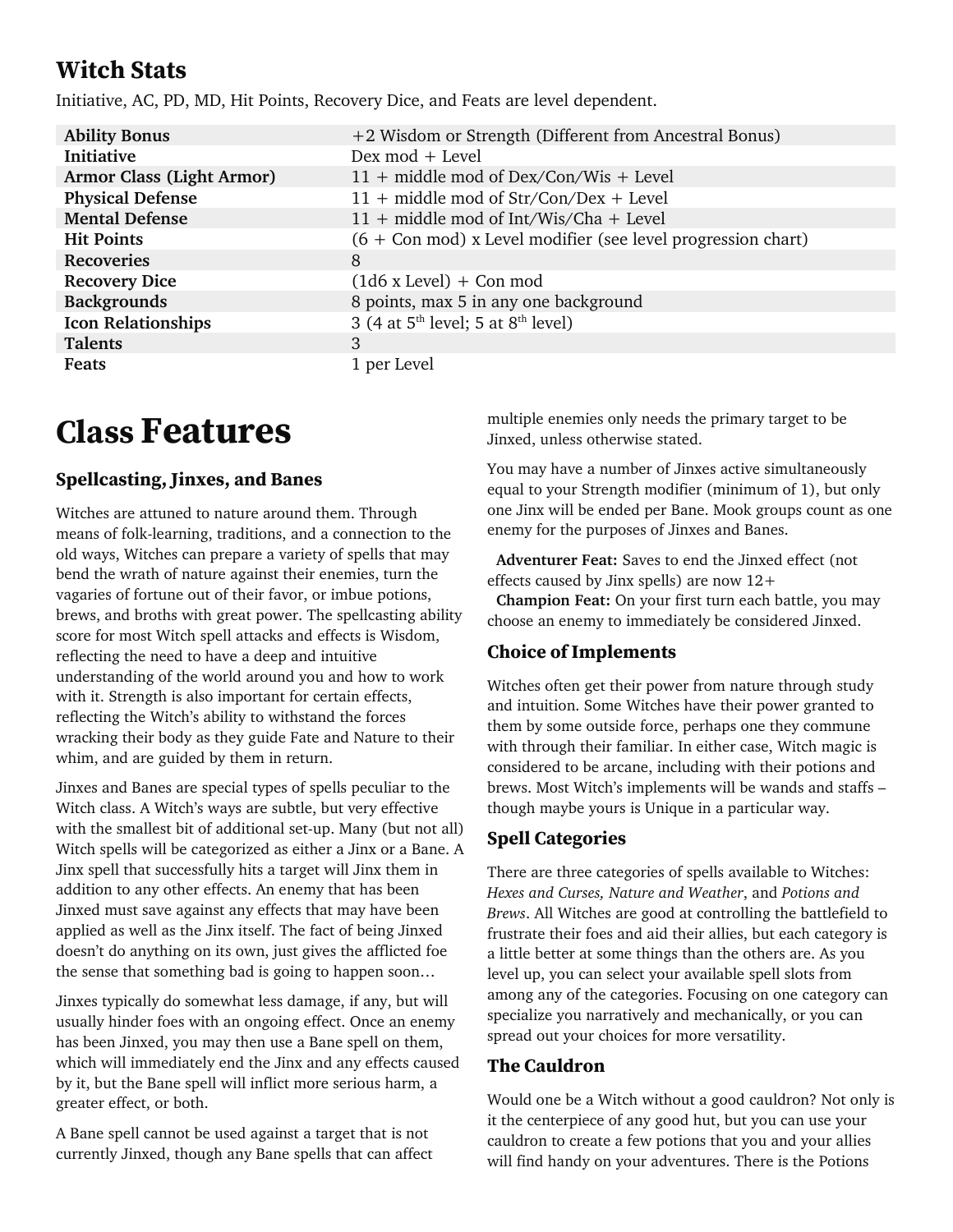## Witch Stats

Initiative, AC, PD, MD, Hit Points, Recovery Dice, and Feats are level dependent.

| | |
|---|---|
| **Ability Bonus** | +2 Wisdom or Strength (Different from Ancestral Bonus) |
| **Initiative** | Dex mod + Level |
| **Armor Class (Light Armor)** | 11 + middle mod of Dex/Con/Wis + Level |
| **Physical Defense** | 11 + middle mod of Str/Con/Dex + Level |
| **Mental Defense** | 11 + middle mod of Int/Wis/Cha + Level |
| **Hit Points** | (6 + Con mod) x Level modifier (see level progression chart) |
| **Recoveries** | 8 |
| **Recovery Dice** | (1d6 x Level) + Con mod |
| **Backgrounds** | 8 points, max 5 in any one background |
| **Icon Relationships** | 3 (4 at 5th level; 5 at 8th level) |
| **Talents** | 3 |
| **Feats** | 1 per Level |

# Class Features

### Spellcasting, Jinxes, and Banes

Witches are attuned to nature around them. Through means of folk-learning, traditions, and a connection to the old ways, Witches can prepare a variety of spells that may bend the wrath of nature against their enemies, turn the vagaries of fortune out of their favor, or imbue potions, brews, and broths with great power. The spellcasting ability score for most Witch spell attacks and effects is Wisdom, reflecting the need to have a deep and intuitive understanding of the world around you and how to work with it. Strength is also important for certain effects, reflecting the Witch's ability to withstand the forces wracking their body as they guide Fate and Nature to their whim, and are guided by them in return.

Jinxes and Banes are special types of spells peculiar to the Witch class. A Witch's ways are subtle, but very effective with the smallest bit of additional set-up. Many (but not all) Witch spells will be categorized as either a Jinx or a Bane. A Jinx spell that successfully hits a target will Jinx them in addition to any other effects. An enemy that has been Jinxed must save against any effects that may have been applied as well as the Jinx itself. The fact of being Jinxed doesn't do anything on its own, just gives the afflicted foe the sense that something bad is going to happen soon…

Jinxes typically do somewhat less damage, if any, but will usually hinder foes with an ongoing effect. Once an enemy has been Jinxed, you may then use a Bane spell on them, which will immediately end the Jinx and any effects caused by it, but the Bane spell will inflict more serious harm, a greater effect, or both.

A Bane spell cannot be used against a target that is not currently Jinxed, though any Bane spells that can affect multiple enemies only needs the primary target to be Jinxed, unless otherwise stated.

You may have a number of Jinxes active simultaneously equal to your Strength modifier (minimum of 1), but only one Jinx will be ended per Bane. Mook groups count as one enemy for the purposes of Jinxes and Banes.

**Adventurer Feat:** Saves to end the Jinxed effect (not effects caused by Jinx spells) are now 12+

**Champion Feat:** On your first turn each battle, you may choose an enemy to immediately be considered Jinxed.

### Choice of Implements

Witches often get their power from nature through study and intuition. Some Witches have their power granted to them by some outside force, perhaps one they commune with through their familiar. In either case, Witch magic is considered to be arcane, including with their potions and brews. Most Witch's implements will be wands and staffs – though maybe yours is Unique in a particular way.

### Spell Categories

There are three categories of spells available to Witches: *Hexes and Curses, Nature and Weather*, and *Potions and Brews*. All Witches are good at controlling the battlefield to frustrate their foes and aid their allies, but each category is a little better at some things than the others are. As you level up, you can select your available spell slots from among any of the categories. Focusing on one category can specialize you narratively and mechanically, or you can spread out your choices for more versatility.

### The Cauldron

Would one be a Witch without a good cauldron? Not only is it the centerpiece of any good hut, but you can use your cauldron to create a few potions that you and your allies will find handy on your adventures. There is the Potions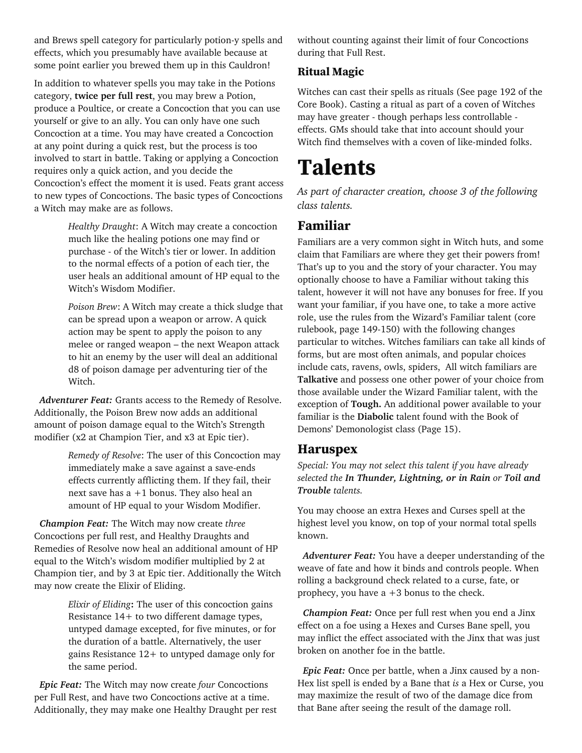and Brews spell category for particularly potion-y spells and effects, which you presumably have available because at some point earlier you brewed them up in this Cauldron!

In addition to whatever spells you may take in the Potions category, **twice per full rest**, you may brew a Potion, produce a Poultice, or create a Concoction that you can use yourself or give to an ally. You can only have one such Concoction at a time. You may have created a Concoction at any point during a quick rest, but the process is too involved to start in battle. Taking or applying a Concoction requires only a quick action, and you decide the Concoction's effect the moment it is used. Feats grant access to new types of Concoctions. The basic types of Concoctions a Witch may make are as follows.

> *Healthy Draught*: A Witch may create a concoction much like the healing potions one may find or purchase - of the Witch's tier or lower. In addition to the normal effects of a potion of each tier, the user heals an additional amount of HP equal to the Witch's Wisdom Modifier.
>
> *Poison Brew*: A Witch may create a thick sludge that can be spread upon a weapon or arrow. A quick action may be spent to apply the poison to any melee or ranged weapon – the next Weapon attack to hit an enemy by the user will deal an additional d8 of poison damage per adventuring tier of the Witch.

***Adventurer Feat:*** Grants access to the Remedy of Resolve. Additionally, the Poison Brew now adds an additional amount of poison damage equal to the Witch's Strength modifier (x2 at Champion Tier, and x3 at Epic tier).

> *Remedy of Resolve*: The user of this Concoction may immediately make a save against a save-ends effects currently afflicting them. If they fail, their next save has a +1 bonus. They also heal an amount of HP equal to your Wisdom Modifier.

***Champion Feat:*** The Witch may now create *three* Concoctions per full rest, and Healthy Draughts and Remedies of Resolve now heal an additional amount of HP equal to the Witch's wisdom modifier multiplied by 2 at Champion tier, and by 3 at Epic tier. Additionally the Witch may now create the Elixir of Eliding.

> *Elixir of Eliding***:** The user of this concoction gains Resistance 14+ to two different damage types, untyped damage excepted, for five minutes, or for the duration of a battle. Alternatively, the user gains Resistance 12+ to untyped damage only for the same period.

***Epic Feat:*** The Witch may now create *four* Concoctions per Full Rest, and have two Concoctions active at a time. Additionally, they may make one Healthy Draught per rest without counting against their limit of four Concoctions during that Full Rest.

### Ritual Magic

Witches can cast their spells as rituals (See page 192 of the Core Book). Casting a ritual as part of a coven of Witches may have greater - though perhaps less controllable - effects. GMs should take that into account should your Witch find themselves with a coven of like-minded folks.

# Talents

*As part of character creation, choose 3 of the following class talents.*

## Familiar

Familiars are a very common sight in Witch huts, and some claim that Familiars are where they get their powers from! That's up to you and the story of your character. You may optionally choose to have a Familiar without taking this talent, however it will not have any bonuses for free. If you want your familiar, if you have one, to take a more active role, use the rules from the Wizard's Familiar talent (core rulebook, page 149-150) with the following changes particular to witches. Witches familiars can take all kinds of forms, but are most often animals, and popular choices include cats, ravens, owls, spiders, All witch familiars are **Talkative** and possess one other power of your choice from those available under the Wizard Familiar talent, with the exception of **Tough.** An additional power available to your familiar is the **Diabolic** talent found with the Book of Demons' Demonologist class (Page 15).

## Haruspex

*Special: You may not select this talent if you have already selected the* ***In Thunder, Lightning, or in Rain*** *or* ***Toil and Trouble*** *talents.*

You may choose an extra Hexes and Curses spell at the highest level you know, on top of your normal total spells known.

***Adventurer Feat:*** You have a deeper understanding of the weave of fate and how it binds and controls people. When rolling a background check related to a curse, fate, or prophecy, you have a +3 bonus to the check.

***Champion Feat:*** Once per full rest when you end a Jinx effect on a foe using a Hexes and Curses Bane spell, you may inflict the effect associated with the Jinx that was just broken on another foe in the battle.

***Epic Feat:*** Once per battle, when a Jinx caused by a non-Hex list spell is ended by a Bane that *is* a Hex or Curse, you may maximize the result of two of the damage dice from that Bane after seeing the result of the damage roll.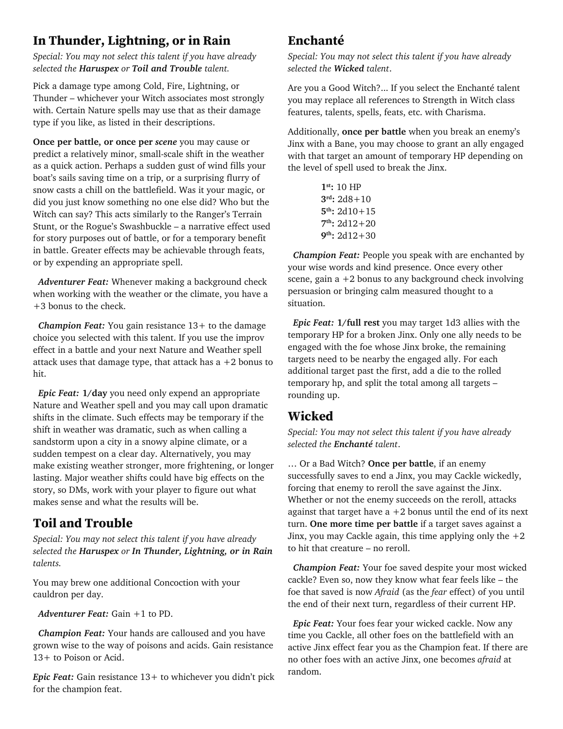## In Thunder, Lightning, or in Rain

*Special: You may not select this talent if you have already selected the **Haruspex** or **Toil and Trouble** talent.*

Pick a damage type among Cold, Fire, Lightning, or Thunder – whichever your Witch associates most strongly with. Certain Nature spells may use that as their damage type if you like, as listed in their descriptions.

**Once per battle, or once per *scene*** you may cause or predict a relatively minor, small-scale shift in the weather as a quick action. Perhaps a sudden gust of wind fills your boat's sails saving time on a trip, or a surprising flurry of snow casts a chill on the battlefield. Was it your magic, or did you just know something no one else did? Who but the Witch can say? This acts similarly to the Ranger's Terrain Stunt, or the Rogue's Swashbuckle – a narrative effect used for story purposes out of battle, or for a temporary benefit in battle. Greater effects may be achievable through feats, or by expending an appropriate spell.

*Adventurer Feat:* Whenever making a background check when working with the weather or the climate, you have a +3 bonus to the check.

*Champion Feat:* You gain resistance 13+ to the damage choice you selected with this talent. If you use the improv effect in a battle and your next Nature and Weather spell attack uses that damage type, that attack has a +2 bonus to hit.

*Epic Feat:* **1/day** you need only expend an appropriate Nature and Weather spell and you may call upon dramatic shifts in the climate. Such effects may be temporary if the shift in weather was dramatic, such as when calling a sandstorm upon a city in a snowy alpine climate, or a sudden tempest on a clear day. Alternatively, you may make existing weather stronger, more frightening, or longer lasting. Major weather shifts could have big effects on the story, so DMs, work with your player to figure out what makes sense and what the results will be.

## Toil and Trouble

*Special: You may not select this talent if you have already selected the **Haruspex** or **In Thunder, Lightning, or in Rain** talents.*

You may brew one additional Concoction with your cauldron per day.

*Adventurer Feat:* Gain +1 to PD.

*Champion Feat:* Your hands are calloused and you have grown wise to the way of poisons and acids. Gain resistance 13+ to Poison or Acid.

***Epic Feat:*** Gain resistance 13+ to whichever you didn't pick for the champion feat.

## Enchanté

*Special: You may not select this talent if you have already selected the **Wicked** talent.*

Are you a Good Witch?... If you select the Enchanté talent you may replace all references to Strength in Witch class features, talents, spells, feats, etc. with Charisma.

Additionally, **once per battle** when you break an enemy's Jinx with a Bane, you may choose to grant an ally engaged with that target an amount of temporary HP depending on the level of spell used to break the Jinx.

**1st:** 10 HP
**3rd:** 2d8+10
**5th:** 2d10+15
**7th:** 2d12+20
**9th:** 2d12+30

*Champion Feat:* People you speak with are enchanted by your wise words and kind presence. Once every other scene, gain a +2 bonus to any background check involving persuasion or bringing calm measured thought to a situation.

*Epic Feat:* **1/full rest** you may target 1d3 allies with the temporary HP for a broken Jinx. Only one ally needs to be engaged with the foe whose Jinx broke, the remaining targets need to be nearby the engaged ally. For each additional target past the first, add a die to the rolled temporary hp, and split the total among all targets – rounding up.

## Wicked

*Special: You may not select this talent if you have already selected the **Enchanté** talent.*

… Or a Bad Witch? **Once per battle**, if an enemy successfully saves to end a Jinx, you may Cackle wickedly, forcing that enemy to reroll the save against the Jinx. Whether or not the enemy succeeds on the reroll, attacks against that target have a +2 bonus until the end of its next turn. **One more time per battle** if a target saves against a Jinx, you may Cackle again, this time applying only the +2 to hit that creature – no reroll.

*Champion Feat:* Your foe saved despite your most wicked cackle? Even so, now they know what fear feels like – the foe that saved is now *Afraid* (as the *fear* effect) of you until the end of their next turn, regardless of their current HP.

*Epic Feat:* Your foes fear your wicked cackle. Now any time you Cackle, all other foes on the battlefield with an active Jinx effect fear you as the Champion feat. If there are no other foes with an active Jinx, one becomes *afraid* at random.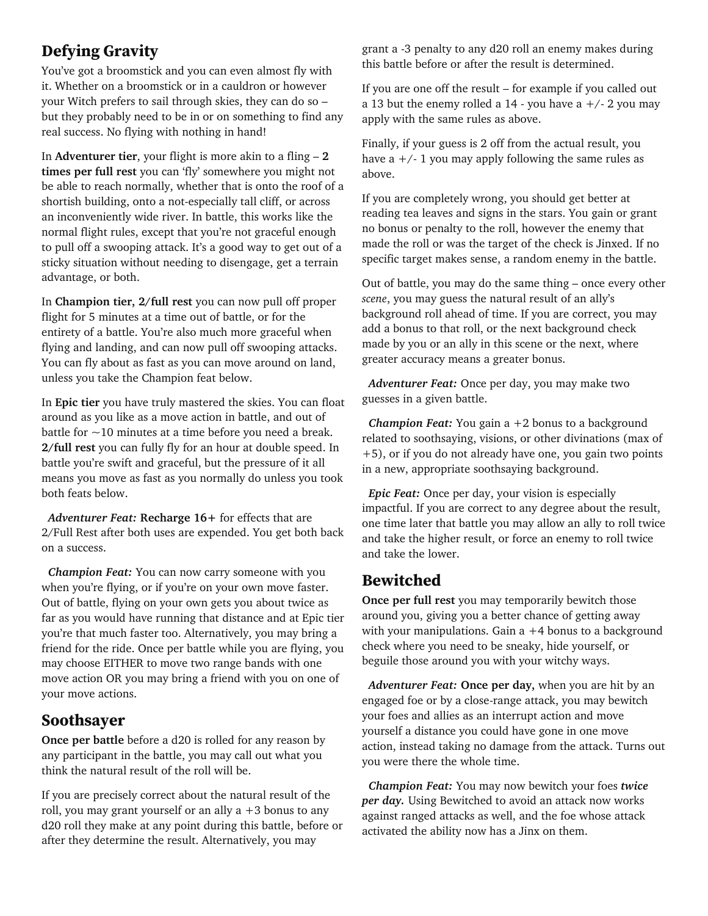## Defying Gravity

You've got a broomstick and you can even almost fly with it. Whether on a broomstick or in a cauldron or however your Witch prefers to sail through skies, they can do so – but they probably need to be in or on something to find any real success. No flying with nothing in hand!

In **Adventurer tier**, your flight is more akin to a fling – **2 times per full rest** you can 'fly' somewhere you might not be able to reach normally, whether that is onto the roof of a shortish building, onto a not-especially tall cliff, or across an inconveniently wide river. In battle, this works like the normal flight rules, except that you're not graceful enough to pull off a swooping attack. It's a good way to get out of a sticky situation without needing to disengage, get a terrain advantage, or both.

In **Champion tier, 2/full rest** you can now pull off proper flight for 5 minutes at a time out of battle, or for the entirety of a battle. You're also much more graceful when flying and landing, and can now pull off swooping attacks. You can fly about as fast as you can move around on land, unless you take the Champion feat below.

In **Epic tier** you have truly mastered the skies. You can float around as you like as a move action in battle, and out of battle for ~10 minutes at a time before you need a break. **2/full rest** you can fully fly for an hour at double speed. In battle you're swift and graceful, but the pressure of it all means you move as fast as you normally do unless you took both feats below.

*Adventurer Feat:* **Recharge 16+** for effects that are 2/Full Rest after both uses are expended. You get both back on a success.

*Champion Feat:* You can now carry someone with you when you're flying, or if you're on your own move faster. Out of battle, flying on your own gets you about twice as far as you would have running that distance and at Epic tier you're that much faster too. Alternatively, you may bring a friend for the ride. Once per battle while you are flying, you may choose EITHER to move two range bands with one move action OR you may bring a friend with you on one of your move actions.

## Soothsayer

**Once per battle** before a d20 is rolled for any reason by any participant in the battle, you may call out what you think the natural result of the roll will be.

If you are precisely correct about the natural result of the roll, you may grant yourself or an ally a +3 bonus to any d20 roll they make at any point during this battle, before or after they determine the result. Alternatively, you may grant a -3 penalty to any d20 roll an enemy makes during this battle before or after the result is determined.

If you are one off the result – for example if you called out a 13 but the enemy rolled a 14 - you have a +/- 2 you may apply with the same rules as above.

Finally, if your guess is 2 off from the actual result, you have a +/- 1 you may apply following the same rules as above.

If you are completely wrong, you should get better at reading tea leaves and signs in the stars. You gain or grant no bonus or penalty to the roll, however the enemy that made the roll or was the target of the check is Jinxed. If no specific target makes sense, a random enemy in the battle.

Out of battle, you may do the same thing – once every other *scene*, you may guess the natural result of an ally's background roll ahead of time. If you are correct, you may add a bonus to that roll, or the next background check made by you or an ally in this scene or the next, where greater accuracy means a greater bonus.

*Adventurer Feat:* Once per day, you may make two guesses in a given battle.

*Champion Feat:* You gain a +2 bonus to a background related to soothsaying, visions, or other divinations (max of +5), or if you do not already have one, you gain two points in a new, appropriate soothsaying background.

*Epic Feat:* Once per day, your vision is especially impactful. If you are correct to any degree about the result, one time later that battle you may allow an ally to roll twice and take the higher result, or force an enemy to roll twice and take the lower.

## Bewitched

**Once per full rest** you may temporarily bewitch those around you, giving you a better chance of getting away with your manipulations. Gain a +4 bonus to a background check where you need to be sneaky, hide yourself, or beguile those around you with your witchy ways.

*Adventurer Feat:* **Once per day,** when you are hit by an engaged foe or by a close-range attack, you may bewitch your foes and allies as an interrupt action and move yourself a distance you could have gone in one move action, instead taking no damage from the attack. Turns out you were there the whole time.

*Champion Feat:* You may now bewitch your foes ***twice per day.*** Using Bewitched to avoid an attack now works against ranged attacks as well, and the foe whose attack activated the ability now has a Jinx on them.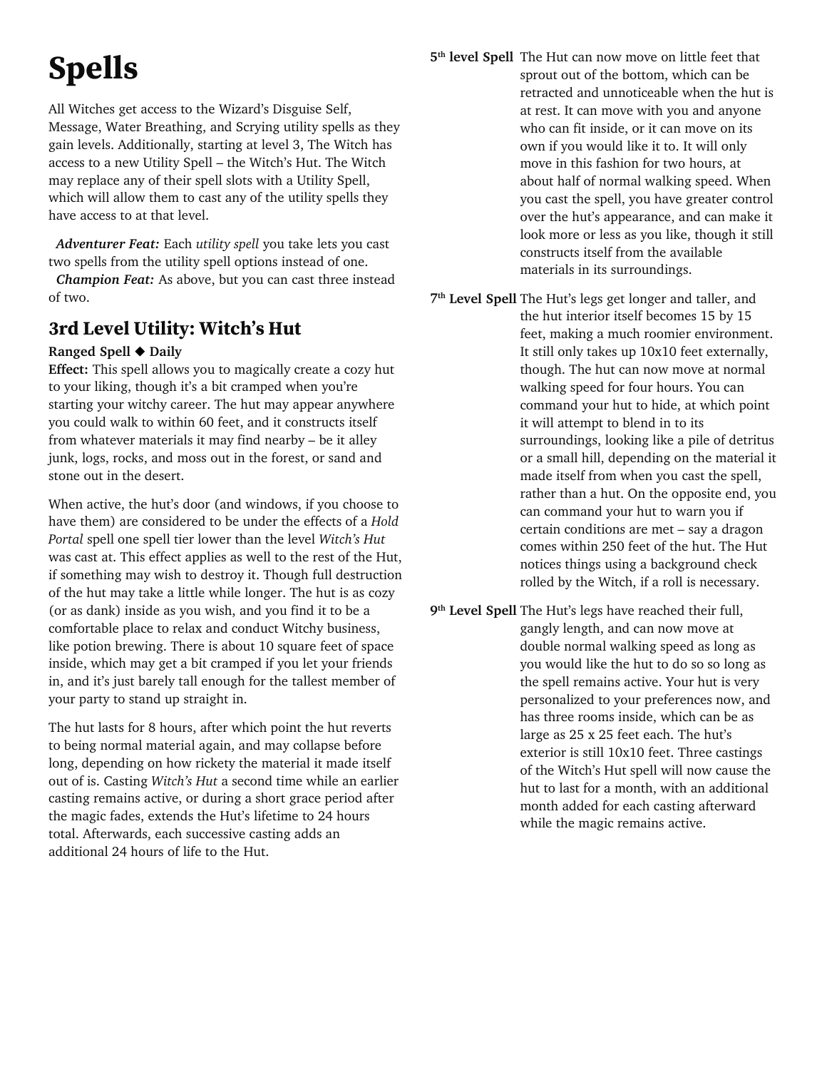# Spells

All Witches get access to the Wizard's Disguise Self, Message, Water Breathing, and Scrying utility spells as they gain levels. Additionally, starting at level 3, The Witch has access to a new Utility Spell – the Witch's Hut. The Witch may replace any of their spell slots with a Utility Spell, which will allow them to cast any of the utility spells they have access to at that level.

***Adventurer Feat:*** Each *utility spell* you take lets you cast two spells from the utility spell options instead of one.
***Champion Feat:*** As above, but you can cast three instead of two.

## 3rd Level Utility: Witch's Hut

**Ranged Spell ◆ Daily**
**Effect:** This spell allows you to magically create a cozy hut to your liking, though it's a bit cramped when you're starting your witchy career. The hut may appear anywhere you could walk to within 60 feet, and it constructs itself from whatever materials it may find nearby – be it alley junk, logs, rocks, and moss out in the forest, or sand and stone out in the desert.

When active, the hut's door (and windows, if you choose to have them) are considered to be under the effects of a *Hold Portal* spell one spell tier lower than the level *Witch's Hut* was cast at. This effect applies as well to the rest of the Hut, if something may wish to destroy it. Though full destruction of the hut may take a little while longer. The hut is as cozy (or as dank) inside as you wish, and you find it to be a comfortable place to relax and conduct Witchy business, like potion brewing. There is about 10 square feet of space inside, which may get a bit cramped if you let your friends in, and it's just barely tall enough for the tallest member of your party to stand up straight in.

The hut lasts for 8 hours, after which point the hut reverts to being normal material again, and may collapse before long, depending on how rickety the material it made itself out of is. Casting *Witch's Hut* a second time while an earlier casting remains active, or during a short grace period after the magic fades, extends the Hut's lifetime to 24 hours total. Afterwards, each successive casting adds an additional 24 hours of life to the Hut.

**5th level Spell** The Hut can now move on little feet that sprout out of the bottom, which can be retracted and unnoticeable when the hut is at rest. It can move with you and anyone who can fit inside, or it can move on its own if you would like it to. It will only move in this fashion for two hours, at about half of normal walking speed. When you cast the spell, you have greater control over the hut's appearance, and can make it look more or less as you like, though it still constructs itself from the available materials in its surroundings.

**7th Level Spell** The Hut's legs get longer and taller, and the hut interior itself becomes 15 by 15 feet, making a much roomier environment. It still only takes up 10x10 feet externally, though. The hut can now move at normal walking speed for four hours. You can command your hut to hide, at which point it will attempt to blend in to its surroundings, looking like a pile of detritus or a small hill, depending on the material it made itself from when you cast the spell, rather than a hut. On the opposite end, you can command your hut to warn you if certain conditions are met – say a dragon comes within 250 feet of the hut. The Hut notices things using a background check rolled by the Witch, if a roll is necessary.

**9th Level Spell** The Hut's legs have reached their full, gangly length, and can now move at double normal walking speed as long as you would like the hut to do so so long as the spell remains active. Your hut is very personalized to your preferences now, and has three rooms inside, which can be as large as 25 x 25 feet each. The hut's exterior is still 10x10 feet. Three castings of the Witch's Hut spell will now cause the hut to last for a month, with an additional month added for each casting afterward while the magic remains active.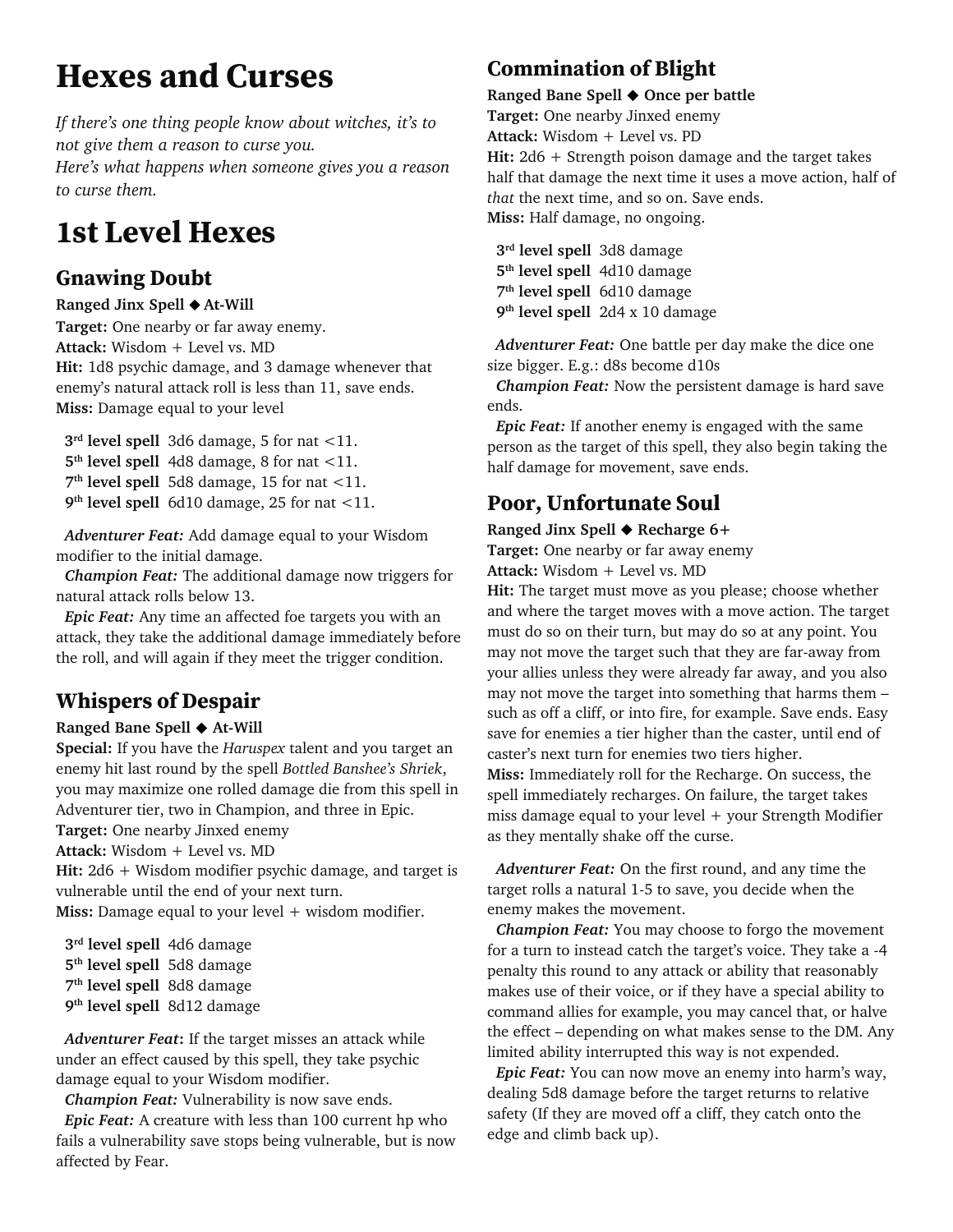# Hexes and Curses

*If there's one thing people know about witches, it's to not give them a reason to curse you.*
*Here's what happens when someone gives you a reason to curse them.*

# 1st Level Hexes

## Gnawing Doubt

**Ranged Jinx Spell ◆ At-Will**
**Target:** One nearby or far away enemy.
**Attack:** Wisdom + Level vs. MD
**Hit:** 1d8 psychic damage, and 3 damage whenever that enemy's natural attack roll is less than 11, save ends.
**Miss:** Damage equal to your level

**3rd level spell** 3d6 damage, 5 for nat <11.
**5th level spell** 4d8 damage, 8 for nat <11.
**7th level spell** 5d8 damage, 15 for nat <11.
**9th level spell** 6d10 damage, 25 for nat <11.

*Adventurer Feat:* Add damage equal to your Wisdom modifier to the initial damage.
*Champion Feat:* The additional damage now triggers for natural attack rolls below 13.
*Epic Feat:* Any time an affected foe targets you with an attack, they take the additional damage immediately before the roll, and will again if they meet the trigger condition.

## Whispers of Despair

**Ranged Bane Spell ◆ At-Will**
**Special:** If you have the *Haruspex* talent and you target an enemy hit last round by the spell *Bottled Banshee's Shriek*, you may maximize one rolled damage die from this spell in Adventurer tier, two in Champion, and three in Epic.
**Target:** One nearby Jinxed enemy
**Attack:** Wisdom + Level vs. MD
**Hit:** 2d6 + Wisdom modifier psychic damage, and target is vulnerable until the end of your next turn.
**Miss:** Damage equal to your level + wisdom modifier.

**3rd level spell** 4d6 damage
**5th level spell** 5d8 damage
**7th level spell** 8d8 damage
**9th level spell** 8d12 damage

*Adventurer Feat*: If the target misses an attack while under an effect caused by this spell, they take psychic damage equal to your Wisdom modifier.
*Champion Feat:* Vulnerability is now save ends.
*Epic Feat:* A creature with less than 100 current hp who fails a vulnerability save stops being vulnerable, but is now affected by Fear.

## Commination of Blight

**Ranged Bane Spell ◆ Once per battle**
**Target:** One nearby Jinxed enemy
**Attack:** Wisdom + Level vs. PD
**Hit:** 2d6 + Strength poison damage and the target takes half that damage the next time it uses a move action, half of *that* the next time, and so on. Save ends.
**Miss:** Half damage, no ongoing.

**3rd level spell** 3d8 damage
**5th level spell** 4d10 damage
**7th level spell** 6d10 damage
**9th level spell** 2d4 x 10 damage

*Adventurer Feat:* One battle per day make the dice one size bigger. E.g.: d8s become d10s
*Champion Feat:* Now the persistent damage is hard save ends.
*Epic Feat:* If another enemy is engaged with the same person as the target of this spell, they also begin taking the half damage for movement, save ends.

## Poor, Unfortunate Soul

**Ranged Jinx Spell ◆ Recharge 6+**
**Target:** One nearby or far away enemy
**Attack:** Wisdom + Level vs. MD
**Hit:** The target must move as you please; choose whether and where the target moves with a move action. The target must do so on their turn, but may do so at any point. You may not move the target such that they are far-away from your allies unless they were already far away, and you also may not move the target into something that harms them – such as off a cliff, or into fire, for example. Save ends. Easy save for enemies a tier higher than the caster, until end of caster's next turn for enemies two tiers higher.
**Miss:** Immediately roll for the Recharge. On success, the spell immediately recharges. On failure, the target takes miss damage equal to your level + your Strength Modifier as they mentally shake off the curse.

*Adventurer Feat:* On the first round, and any time the target rolls a natural 1-5 to save, you decide when the enemy makes the movement.
*Champion Feat:* You may choose to forgo the movement for a turn to instead catch the target's voice. They take a -4 penalty this round to any attack or ability that reasonably makes use of their voice, or if they have a special ability to command allies for example, you may cancel that, or halve the effect – depending on what makes sense to the DM. Any limited ability interrupted this way is not expended.
*Epic Feat:* You can now move an enemy into harm's way, dealing 5d8 damage before the target returns to relative safety (If they are moved off a cliff, they catch onto the edge and climb back up).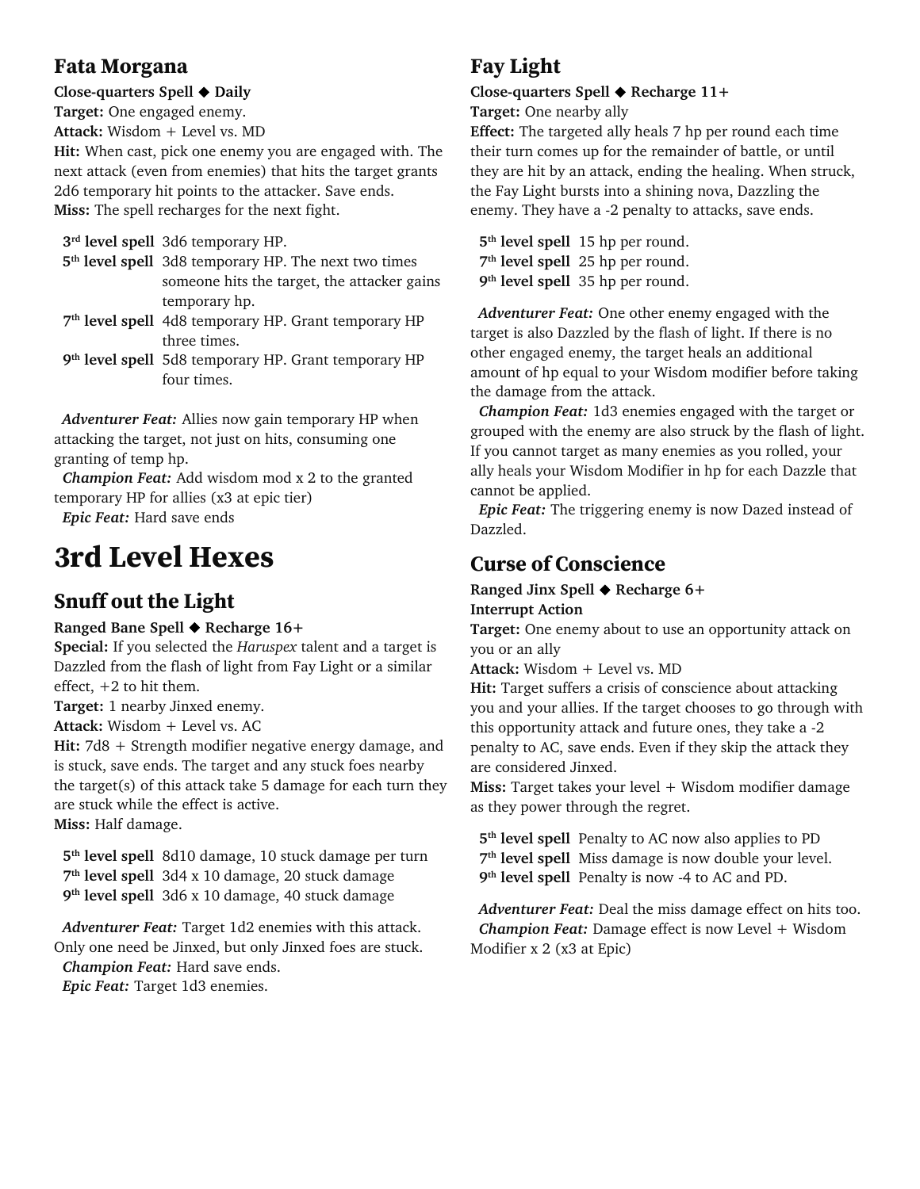### Fata Morgana

**Close-quarters Spell ◆ Daily**
**Target:** One engaged enemy.
**Attack:** Wisdom + Level vs. MD
**Hit:** When cast, pick one enemy you are engaged with. The next attack (even from enemies) that hits the target grants 2d6 temporary hit points to the attacker. Save ends.
**Miss:** The spell recharges for the next fight.

**3rd level spell** 3d6 temporary HP.
**5th level spell** 3d8 temporary HP. The next two times someone hits the target, the attacker gains temporary hp.
**7th level spell** 4d8 temporary HP. Grant temporary HP three times.
**9th level spell** 5d8 temporary HP. Grant temporary HP four times.

***Adventurer Feat:*** Allies now gain temporary HP when attacking the target, not just on hits, consuming one granting of temp hp.
***Champion Feat:*** Add wisdom mod x 2 to the granted temporary HP for allies (x3 at epic tier)
***Epic Feat:*** Hard save ends

# 3rd Level Hexes

### Snuff out the Light

**Ranged Bane Spell ◆ Recharge 16+**
**Special:** If you selected the *Haruspex* talent and a target is Dazzled from the flash of light from Fay Light or a similar effect, +2 to hit them.
**Target:** 1 nearby Jinxed enemy.
**Attack:** Wisdom + Level vs. AC
**Hit:** 7d8 + Strength modifier negative energy damage, and is stuck, save ends. The target and any stuck foes nearby the target(s) of this attack take 5 damage for each turn they are stuck while the effect is active.
**Miss:** Half damage.

**5th level spell** 8d10 damage, 10 stuck damage per turn
**7th level spell** 3d4 x 10 damage, 20 stuck damage
**9th level spell** 3d6 x 10 damage, 40 stuck damage

***Adventurer Feat:*** Target 1d2 enemies with this attack. Only one need be Jinxed, but only Jinxed foes are stuck.
***Champion Feat:*** Hard save ends.
***Epic Feat:*** Target 1d3 enemies.

### Fay Light

**Close-quarters Spell ◆ Recharge 11+**
**Target:** One nearby ally
**Effect:** The targeted ally heals 7 hp per round each time their turn comes up for the remainder of battle, or until they are hit by an attack, ending the healing. When struck, the Fay Light bursts into a shining nova, Dazzling the enemy. They have a -2 penalty to attacks, save ends.

**5th level spell** 15 hp per round.
**7th level spell** 25 hp per round.
**9th level spell** 35 hp per round.

***Adventurer Feat:*** One other enemy engaged with the target is also Dazzled by the flash of light. If there is no other engaged enemy, the target heals an additional amount of hp equal to your Wisdom modifier before taking the damage from the attack.
***Champion Feat:*** 1d3 enemies engaged with the target or grouped with the enemy are also struck by the flash of light. If you cannot target as many enemies as you rolled, your ally heals your Wisdom Modifier in hp for each Dazzle that cannot be applied.
***Epic Feat:*** The triggering enemy is now Dazed instead of Dazzled.

### Curse of Conscience

**Ranged Jinx Spell ◆ Recharge 6+**
**Interrupt Action**
**Target:** One enemy about to use an opportunity attack on you or an ally
**Attack:** Wisdom + Level vs. MD
**Hit:** Target suffers a crisis of conscience about attacking you and your allies. If the target chooses to go through with this opportunity attack and future ones, they take a -2 penalty to AC, save ends. Even if they skip the attack they are considered Jinxed.
**Miss:** Target takes your level + Wisdom modifier damage as they power through the regret.

**5th level spell** Penalty to AC now also applies to PD
**7th level spell** Miss damage is now double your level.
**9th level spell** Penalty is now -4 to AC and PD.

***Adventurer Feat:*** Deal the miss damage effect on hits too.
***Champion Feat:*** Damage effect is now Level + Wisdom Modifier x 2 (x3 at Epic)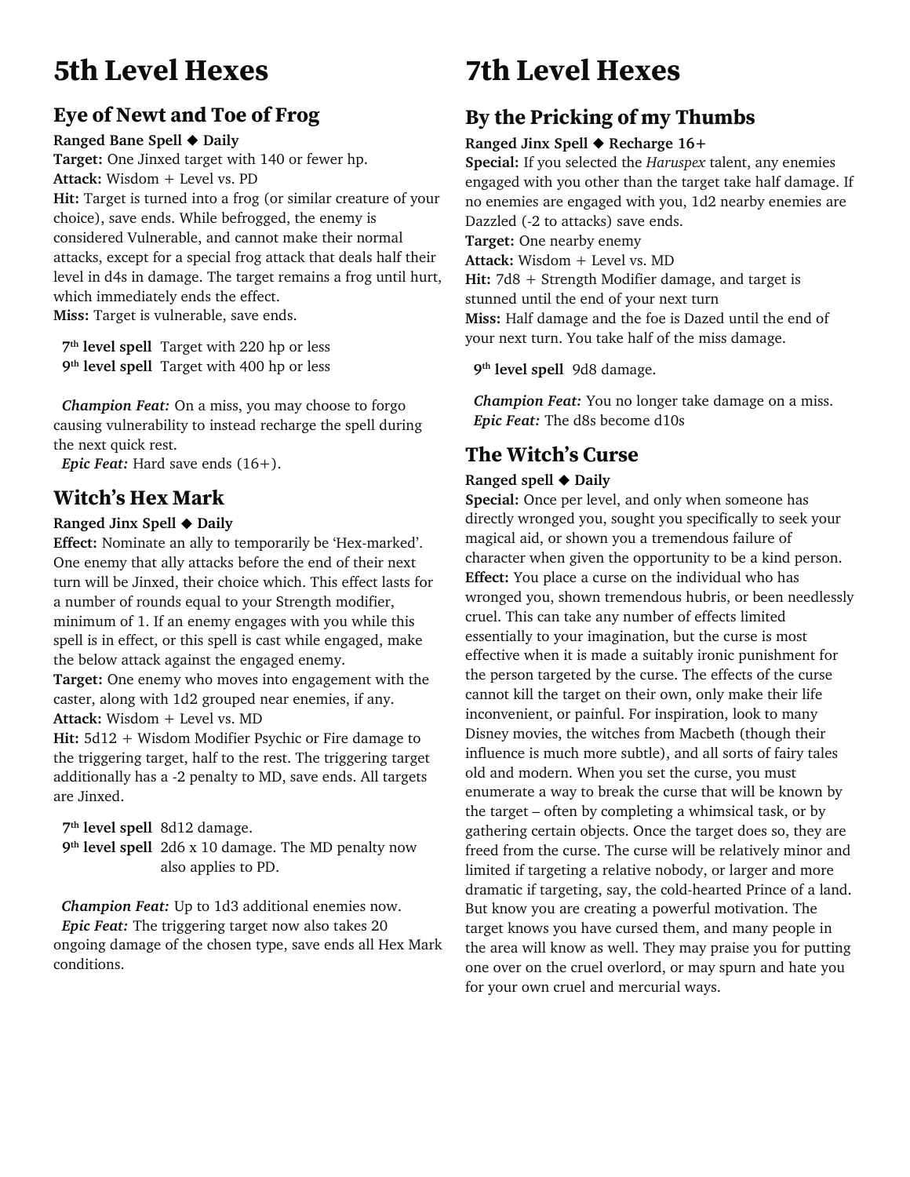# 5th Level Hexes

## Eye of Newt and Toe of Frog

**Ranged Bane Spell ◆ Daily**

**Target:** One Jinxed target with 140 or fewer hp.

**Attack:** Wisdom + Level vs. PD

**Hit:** Target is turned into a frog (or similar creature of your choice), save ends. While befrogged, the enemy is considered Vulnerable, and cannot make their normal attacks, except for a special frog attack that deals half their level in d4s in damage. The target remains a frog until hurt, which immediately ends the effect.

**Miss:** Target is vulnerable, save ends.

**7th level spell** Target with 220 hp or less
**9th level spell** Target with 400 hp or less

*Champion Feat:* On a miss, you may choose to forgo causing vulnerability to instead recharge the spell during the next quick rest.

*Epic Feat:* Hard save ends (16+).

## Witch's Hex Mark

**Ranged Jinx Spell ◆ Daily**

**Effect:** Nominate an ally to temporarily be 'Hex-marked'. One enemy that ally attacks before the end of their next turn will be Jinxed, their choice which. This effect lasts for a number of rounds equal to your Strength modifier, minimum of 1. If an enemy engages with you while this spell is in effect, or this spell is cast while engaged, make the below attack against the engaged enemy.

**Target:** One enemy who moves into engagement with the caster, along with 1d2 grouped near enemies, if any.

**Attack:** Wisdom + Level vs. MD

**Hit:** 5d12 + Wisdom Modifier Psychic or Fire damage to the triggering target, half to the rest. The triggering target additionally has a -2 penalty to MD, save ends. All targets are Jinxed.

**7th level spell** 8d12 damage.
**9th level spell** 2d6 x 10 damage. The MD penalty now also applies to PD.

*Champion Feat:* Up to 1d3 additional enemies now.

*Epic Feat:* The triggering target now also takes 20 ongoing damage of the chosen type, save ends all Hex Mark conditions.

# 7th Level Hexes

## By the Pricking of my Thumbs

**Ranged Jinx Spell ◆ Recharge 16+**

**Special:** If you selected the *Haruspex* talent, any enemies engaged with you other than the target take half damage. If no enemies are engaged with you, 1d2 nearby enemies are Dazzled (-2 to attacks) save ends.

**Target:** One nearby enemy

**Attack:** Wisdom + Level vs. MD

**Hit:** 7d8 + Strength Modifier damage, and target is stunned until the end of your next turn

**Miss:** Half damage and the foe is Dazed until the end of your next turn. You take half of the miss damage.

**9th level spell** 9d8 damage.

*Champion Feat:* You no longer take damage on a miss.

*Epic Feat:* The d8s become d10s

## The Witch's Curse

**Ranged spell ◆ Daily**

**Special:** Once per level, and only when someone has directly wronged you, sought you specifically to seek your magical aid, or shown you a tremendous failure of character when given the opportunity to be a kind person.

**Effect:** You place a curse on the individual who has wronged you, shown tremendous hubris, or been needlessly cruel. This can take any number of effects limited essentially to your imagination, but the curse is most effective when it is made a suitably ironic punishment for the person targeted by the curse. The effects of the curse cannot kill the target on their own, only make their life inconvenient, or painful. For inspiration, look to many Disney movies, the witches from Macbeth (though their influence is much more subtle), and all sorts of fairy tales old and modern. When you set the curse, you must enumerate a way to break the curse that will be known by the target – often by completing a whimsical task, or by gathering certain objects. Once the target does so, they are freed from the curse. The curse will be relatively minor and limited if targeting a relative nobody, or larger and more dramatic if targeting, say, the cold-hearted Prince of a land. But know you are creating a powerful motivation. The target knows you have cursed them, and many people in the area will know as well. They may praise you for putting one over on the cruel overlord, or may spurn and hate you for your own cruel and mercurial ways.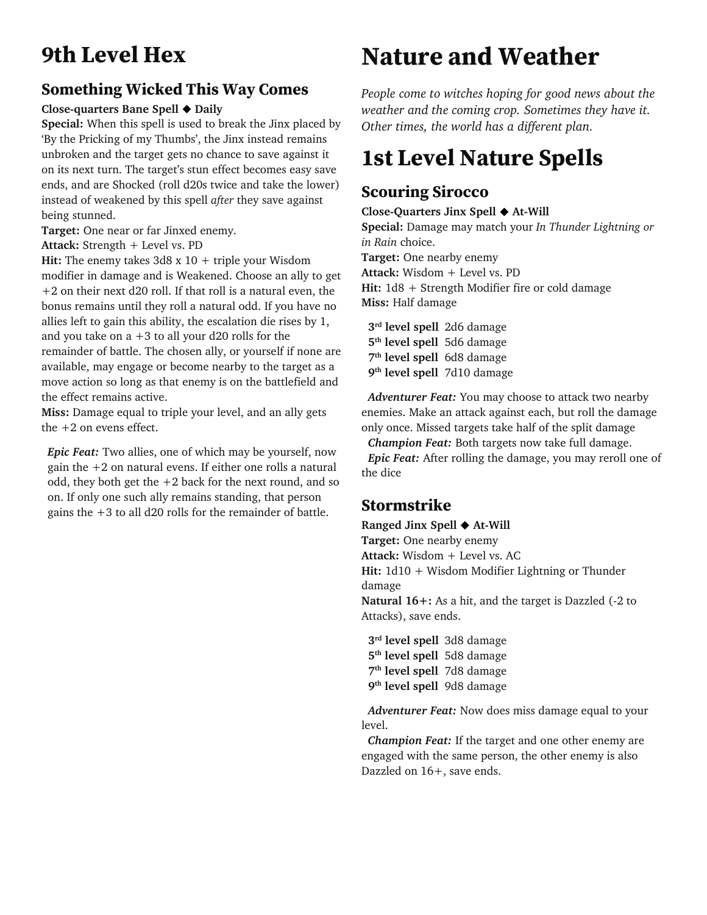# 9th Level Hex

## Something Wicked This Way Comes

**Close-quarters Bane Spell ◆ Daily**

**Special:** When this spell is used to break the Jinx placed by 'By the Pricking of my Thumbs', the Jinx instead remains unbroken and the target gets no chance to save against it on its next turn. The target's stun effect becomes easy save ends, and are Shocked (roll d20s twice and take the lower) instead of weakened by this spell *after* they save against being stunned.

**Target:** One near or far Jinxed enemy.

**Attack:** Strength + Level vs. PD

**Hit:** The enemy takes 3d8 x 10 + triple your Wisdom modifier in damage and is Weakened. Choose an ally to get +2 on their next d20 roll. If that roll is a natural even, the bonus remains until they roll a natural odd. If you have no allies left to gain this ability, the escalation die rises by 1, and you take on a +3 to all your d20 rolls for the remainder of battle. The chosen ally, or yourself if none are available, may engage or become nearby to the target as a move action so long as that enemy is on the battlefield and the effect remains active.

**Miss:** Damage equal to triple your level, and an ally gets the +2 on evens effect.

*Epic Feat:* Two allies, one of which may be yourself, now gain the +2 on natural evens. If either one rolls a natural odd, they both get the +2 back for the next round, and so on. If only one such ally remains standing, that person gains the +3 to all d20 rolls for the remainder of battle.

# Nature and Weather

*People come to witches hoping for good news about the weather and the coming crop. Sometimes they have it. Other times, the world has a different plan.*

# 1st Level Nature Spells

## Scouring Sirocco

**Close-Quarters Jinx Spell ◆ At-Will**

**Special:** Damage may match your *In Thunder Lightning or in Rain* choice.

**Target:** One nearby enemy

**Attack:** Wisdom + Level vs. PD

**Hit:** 1d8 + Strength Modifier fire or cold damage

**Miss:** Half damage

**3rd level spell** 2d6 damage
**5th level spell** 5d6 damage
**7th level spell** 6d8 damage
**9th level spell** 7d10 damage

*Adventurer Feat:* You may choose to attack two nearby enemies. Make an attack against each, but roll the damage only once. Missed targets take half of the split damage

*Champion Feat:* Both targets now take full damage.

*Epic Feat:* After rolling the damage, you may reroll one of the dice

## Stormstrike

**Ranged Jinx Spell ◆ At-Will**

**Target:** One nearby enemy

**Attack:** Wisdom + Level vs. AC

**Hit:** 1d10 + Wisdom Modifier Lightning or Thunder damage

**Natural 16+:** As a hit, and the target is Dazzled (-2 to Attacks), save ends.

**3rd level spell** 3d8 damage
**5th level spell** 5d8 damage
**7th level spell** 7d8 damage
**9th level spell** 9d8 damage

*Adventurer Feat:* Now does miss damage equal to your level.

*Champion Feat:* If the target and one other enemy are engaged with the same person, the other enemy is also Dazzled on 16+, save ends.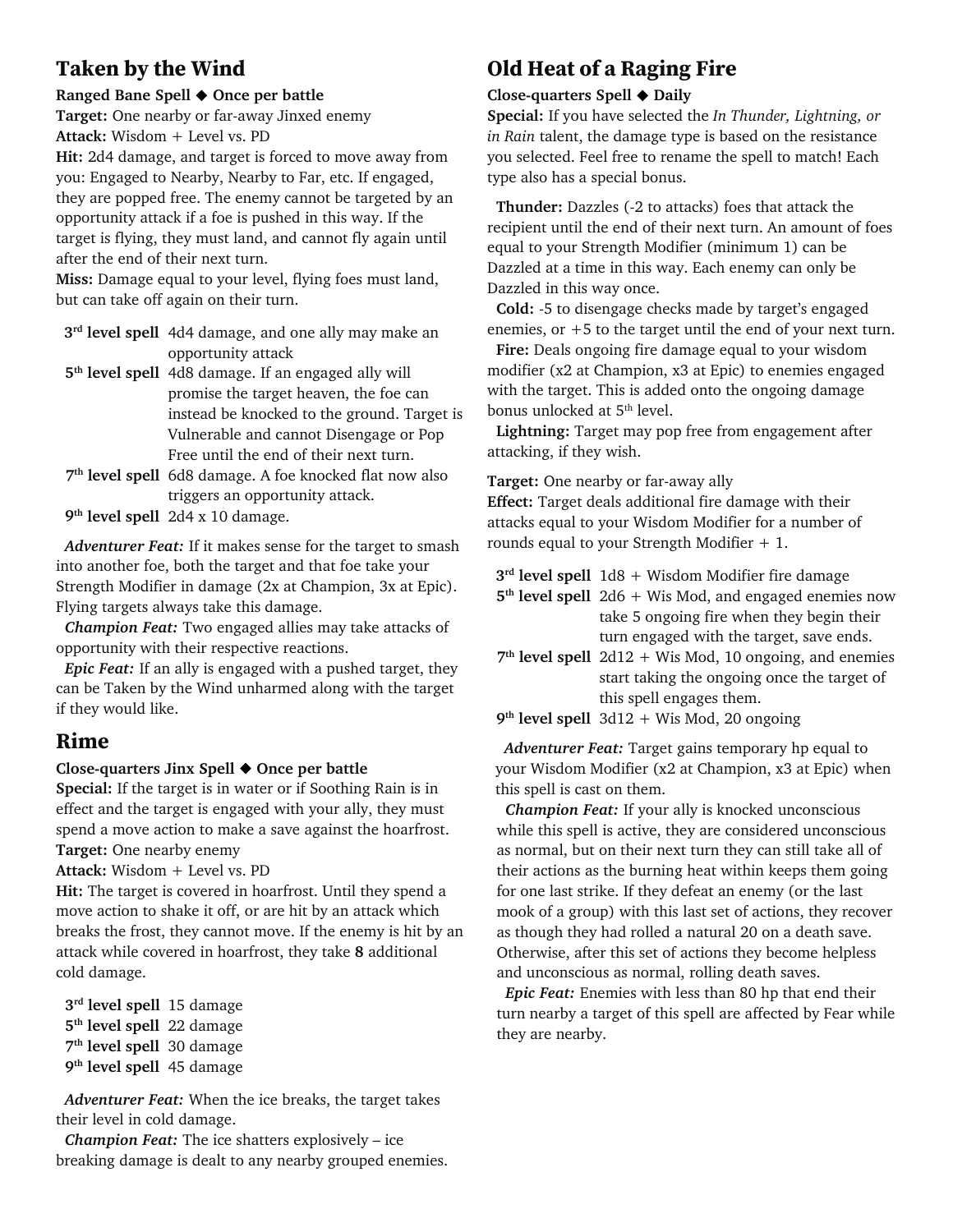## Taken by the Wind

**Ranged Bane Spell ◆ Once per battle**

**Target:** One nearby or far-away Jinxed enemy

**Attack:** Wisdom + Level vs. PD

**Hit:** 2d4 damage, and target is forced to move away from you: Engaged to Nearby, Nearby to Far, etc. If engaged, they are popped free. The enemy cannot be targeted by an opportunity attack if a foe is pushed in this way. If the target is flying, they must land, and cannot fly again until after the end of their next turn.

**Miss:** Damage equal to your level, flying foes must land, but can take off again on their turn.

| | |
|---|---|
| **3rd level spell** | 4d4 damage, and one ally may make an opportunity attack |
| **5th level spell** | 4d8 damage. If an engaged ally will promise the target heaven, the foe can instead be knocked to the ground. Target is Vulnerable and cannot Disengage or Pop Free until the end of their next turn. |
| **7th level spell** | 6d8 damage. A foe knocked flat now also triggers an opportunity attack. |
| **9th level spell** | 2d4 x 10 damage. |

***Adventurer Feat:*** If it makes sense for the target to smash into another foe, both the target and that foe take your Strength Modifier in damage (2x at Champion, 3x at Epic). Flying targets always take this damage.

***Champion Feat:*** Two engaged allies may take attacks of opportunity with their respective reactions.

***Epic Feat:*** If an ally is engaged with a pushed target, they can be Taken by the Wind unharmed along with the target if they would like.

## Rime

**Close-quarters Jinx Spell ◆ Once per battle**

**Special:** If the target is in water or if Soothing Rain is in effect and the target is engaged with your ally, they must spend a move action to make a save against the hoarfrost.

**Target:** One nearby enemy

**Attack:** Wisdom + Level vs. PD

**Hit:** The target is covered in hoarfrost. Until they spend a move action to shake it off, or are hit by an attack which breaks the frost, they cannot move. If the enemy is hit by an attack while covered in hoarfrost, they take **8** additional cold damage.

| | |
|---|---|
| **3rd level spell** | 15 damage |
| **5th level spell** | 22 damage |
| **7th level spell** | 30 damage |
| **9th level spell** | 45 damage |

***Adventurer Feat:*** When the ice breaks, the target takes their level in cold damage.

***Champion Feat:*** The ice shatters explosively – ice breaking damage is dealt to any nearby grouped enemies.

## Old Heat of a Raging Fire

**Close-quarters Spell ◆ Daily**

**Special:** If you have selected the *In Thunder, Lightning, or in Rain* talent, the damage type is based on the resistance you selected. Feel free to rename the spell to match! Each type also has a special bonus.

**Thunder:** Dazzles (-2 to attacks) foes that attack the recipient until the end of their next turn. An amount of foes equal to your Strength Modifier (minimum 1) can be Dazzled at a time in this way. Each enemy can only be Dazzled in this way once.

**Cold:** -5 to disengage checks made by target's engaged enemies, or +5 to the target until the end of your next turn.

**Fire:** Deals ongoing fire damage equal to your wisdom modifier (x2 at Champion, x3 at Epic) to enemies engaged with the target. This is added onto the ongoing damage bonus unlocked at 5th level.

**Lightning:** Target may pop free from engagement after attacking, if they wish.

**Target:** One nearby or far-away ally

**Effect:** Target deals additional fire damage with their attacks equal to your Wisdom Modifier for a number of rounds equal to your Strength Modifier + 1.

| | |
|---|---|
| **3rd level spell** | 1d8 + Wisdom Modifier fire damage |
| **5th level spell** | 2d6 + Wis Mod, and engaged enemies now take 5 ongoing fire when they begin their turn engaged with the target, save ends. |
| **7th level spell** | 2d12 + Wis Mod, 10 ongoing, and enemies start taking the ongoing once the target of this spell engages them. |
| **9th level spell** | 3d12 + Wis Mod, 20 ongoing |

***Adventurer Feat:*** Target gains temporary hp equal to your Wisdom Modifier (x2 at Champion, x3 at Epic) when this spell is cast on them.

***Champion Feat:*** If your ally is knocked unconscious while this spell is active, they are considered unconscious as normal, but on their next turn they can still take all of their actions as the burning heat within keeps them going for one last strike. If they defeat an enemy (or the last mook of a group) with this last set of actions, they recover as though they had rolled a natural 20 on a death save. Otherwise, after this set of actions they become helpless and unconscious as normal, rolling death saves.

***Epic Feat:*** Enemies with less than 80 hp that end their turn nearby a target of this spell are affected by Fear while they are nearby.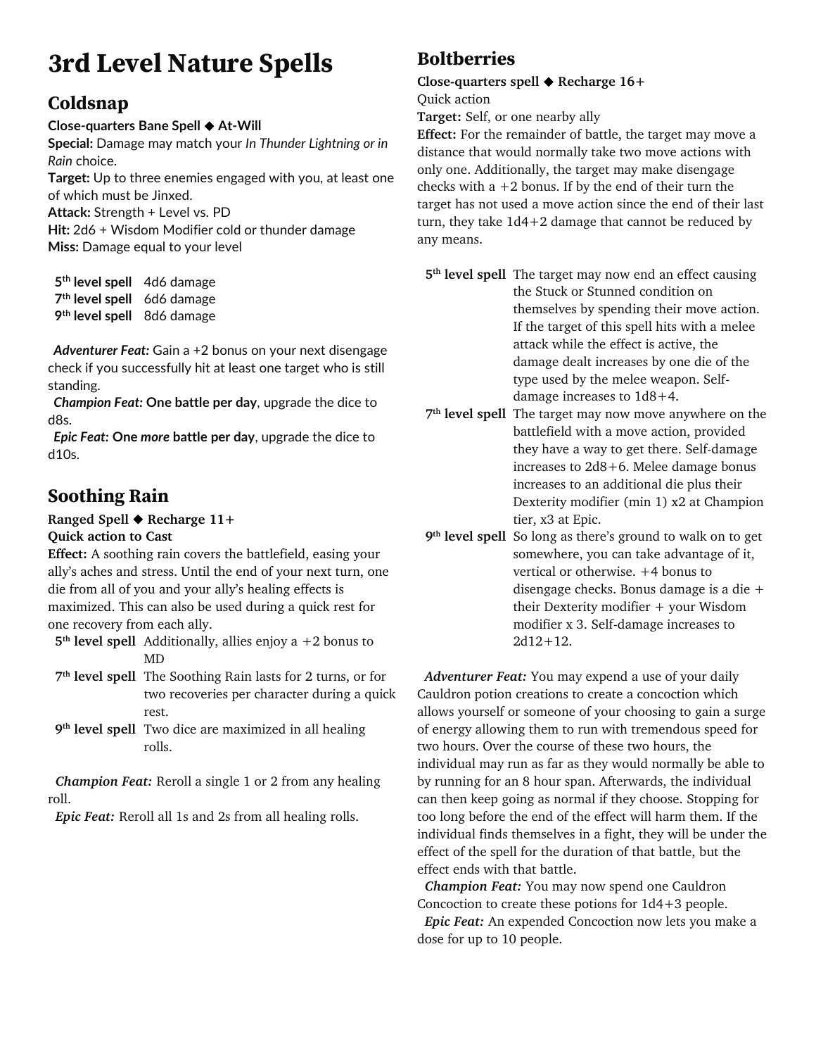# 3rd Level Nature Spells

## Coldsnap

**Close-quarters Bane Spell ◆ At-Will**
**Special:** Damage may match your *In Thunder Lightning or in Rain* choice.
**Target:** Up to three enemies engaged with you, at least one of which must be Jinxed.
**Attack:** Strength + Level vs. PD
**Hit:** 2d6 + Wisdom Modifier cold or thunder damage
**Miss:** Damage equal to your level

| | |
|---|---|
| **5th level spell** | 4d6 damage |
| **7th level spell** | 6d6 damage |
| **9th level spell** | 8d6 damage |

*Adventurer Feat:* Gain a +2 bonus on your next disengage check if you successfully hit at least one target who is still standing.
*Champion Feat:* **One battle per day**, upgrade the dice to d8s.
*Epic Feat:* **One *more* battle per day**, upgrade the dice to d10s.

## Soothing Rain

**Ranged Spell ◆ Recharge 11+**
**Quick action to Cast**
**Effect:** A soothing rain covers the battlefield, easing your ally's aches and stress. Until the end of your next turn, one die from all of you and your ally's healing effects is maximized. This can also be used during a quick rest for one recovery from each ally.

| | |
|---|---|
| **5th level spell** | Additionally, allies enjoy a +2 bonus to MD |
| **7th level spell** | The Soothing Rain lasts for 2 turns, or for two recoveries per character during a quick rest. |
| **9th level spell** | Two dice are maximized in all healing rolls. |

*Champion Feat:* Reroll a single 1 or 2 from any healing roll.
*Epic Feat:* Reroll all 1s and 2s from all healing rolls.

## Boltberries

**Close-quarters spell ◆ Recharge 16+**
Quick action
**Target:** Self, or one nearby ally
**Effect:** For the remainder of battle, the target may move a distance that would normally take two move actions with only one. Additionally, the target may make disengage checks with a +2 bonus. If by the end of their turn the target has not used a move action since the end of their last turn, they take 1d4+2 damage that cannot be reduced by any means.

| | |
|---|---|
| **5th level spell** | The target may now end an effect causing the Stuck or Stunned condition on themselves by spending their move action. If the target of this spell hits with a melee attack while the effect is active, the damage dealt increases by one die of the type used by the melee weapon. Self-damage increases to 1d8+4. |
| **7th level spell** | The target may now move anywhere on the battlefield with a move action, provided they have a way to get there. Self-damage increases to 2d8+6. Melee damage bonus increases to an additional die plus their Dexterity modifier (min 1) x2 at Champion tier, x3 at Epic. |
| **9th level spell** | So long as there's ground to walk on to get somewhere, you can take advantage of it, vertical or otherwise. +4 bonus to disengage checks. Bonus damage is a die + their Dexterity modifier + your Wisdom modifier x 3. Self-damage increases to 2d12+12. |

*Adventurer Feat:* You may expend a use of your daily Cauldron potion creations to create a concoction which allows yourself or someone of your choosing to gain a surge of energy allowing them to run with tremendous speed for two hours. Over the course of these two hours, the individual may run as far as they would normally be able to by running for an 8 hour span. Afterwards, the individual can then keep going as normal if they choose. Stopping for too long before the end of the effect will harm them. If the individual finds themselves in a fight, they will be under the effect of the spell for the duration of that battle, but the effect ends with that battle.
*Champion Feat:* You may now spend one Cauldron Concoction to create these potions for 1d4+3 people.
*Epic Feat:* An expended Concoction now lets you make a dose for up to 10 people.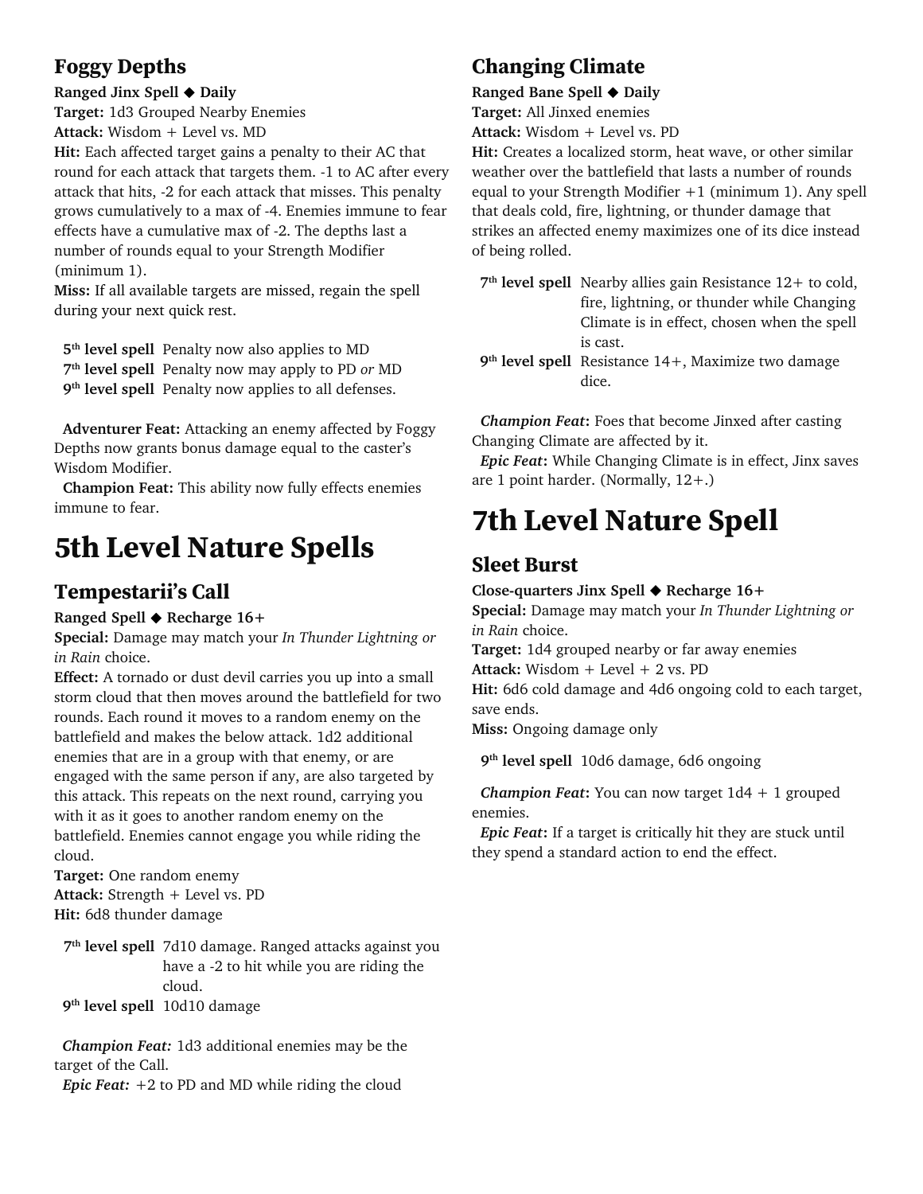### Foggy Depths

**Ranged Jinx Spell ◆ Daily**
**Target:** 1d3 Grouped Nearby Enemies
**Attack:** Wisdom + Level vs. MD
**Hit:** Each affected target gains a penalty to their AC that round for each attack that targets them. -1 to AC after every attack that hits, -2 for each attack that misses. This penalty grows cumulatively to a max of -4. Enemies immune to fear effects have a cumulative max of -2. The depths last a number of rounds equal to your Strength Modifier (minimum 1).
**Miss:** If all available targets are missed, regain the spell during your next quick rest.

**5th level spell** Penalty now also applies to MD
**7th level spell** Penalty now may apply to PD *or* MD
**9th level spell** Penalty now applies to all defenses.

**Adventurer Feat:** Attacking an enemy affected by Foggy Depths now grants bonus damage equal to the caster's Wisdom Modifier.
**Champion Feat:** This ability now fully effects enemies immune to fear.

# 5th Level Nature Spells

### Tempestarii's Call

**Ranged Spell ◆ Recharge 16+**
**Special:** Damage may match your *In Thunder Lightning or in Rain* choice.
**Effect:** A tornado or dust devil carries you up into a small storm cloud that then moves around the battlefield for two rounds. Each round it moves to a random enemy on the battlefield and makes the below attack. 1d2 additional enemies that are in a group with that enemy, or are engaged with the same person if any, are also targeted by this attack. This repeats on the next round, carrying you with it as it goes to another random enemy on the battlefield. Enemies cannot engage you while riding the cloud.
**Target:** One random enemy
**Attack:** Strength + Level vs. PD
**Hit:** 6d8 thunder damage

**7th level spell** 7d10 damage. Ranged attacks against you have a -2 to hit while you are riding the cloud.
**9th level spell** 10d10 damage

***Champion Feat:*** 1d3 additional enemies may be the target of the Call.
***Epic Feat:*** +2 to PD and MD while riding the cloud

### Changing Climate

**Ranged Bane Spell ◆ Daily**
**Target:** All Jinxed enemies
**Attack:** Wisdom + Level vs. PD
**Hit:** Creates a localized storm, heat wave, or other similar weather over the battlefield that lasts a number of rounds equal to your Strength Modifier +1 (minimum 1). Any spell that deals cold, fire, lightning, or thunder damage that strikes an affected enemy maximizes one of its dice instead of being rolled.

**7th level spell** Nearby allies gain Resistance 12+ to cold, fire, lightning, or thunder while Changing Climate is in effect, chosen when the spell is cast.
**9th level spell** Resistance 14+, Maximize two damage dice.

***Champion Feat*:** Foes that become Jinxed after casting Changing Climate are affected by it.
***Epic Feat*:** While Changing Climate is in effect, Jinx saves are 1 point harder. (Normally, 12+.)

# 7th Level Nature Spell

### Sleet Burst

**Close-quarters Jinx Spell ◆ Recharge 16+**
**Special:** Damage may match your *In Thunder Lightning or in Rain* choice.
**Target:** 1d4 grouped nearby or far away enemies
**Attack:** Wisdom + Level + 2 vs. PD
**Hit:** 6d6 cold damage and 4d6 ongoing cold to each target, save ends.
**Miss:** Ongoing damage only

**9th level spell** 10d6 damage, 6d6 ongoing

***Champion Feat*:** You can now target 1d4 + 1 grouped enemies.
***Epic Feat*:** If a target is critically hit they are stuck until they spend a standard action to end the effect.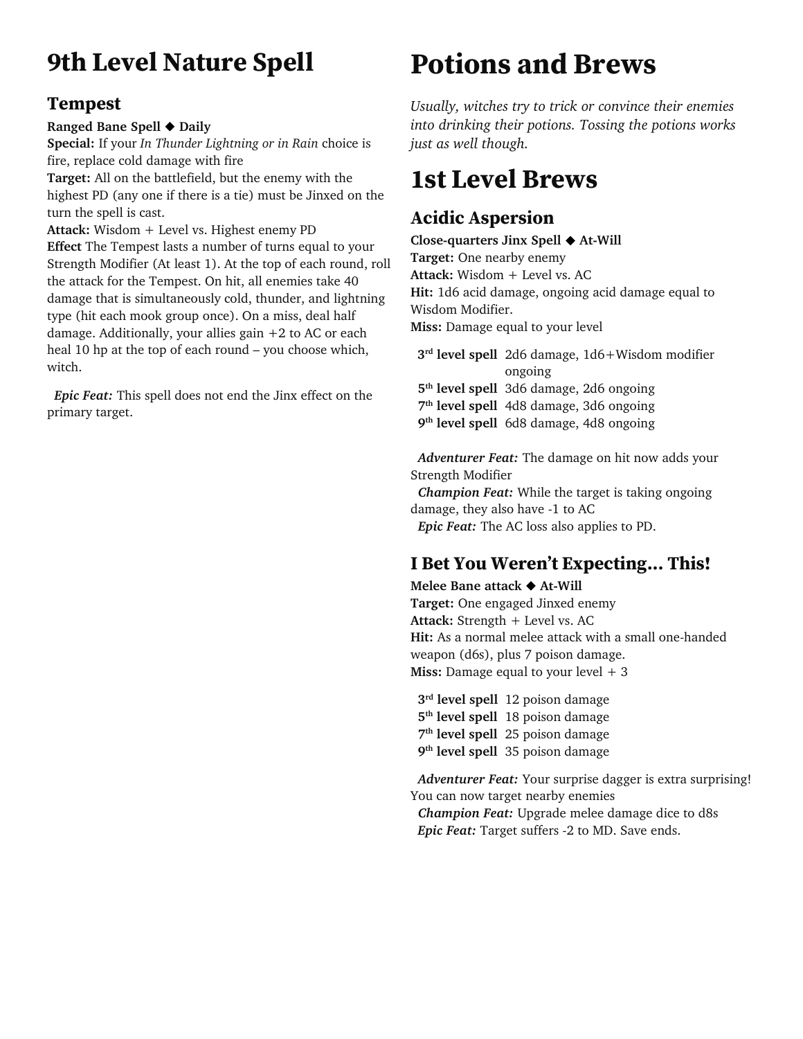# 9th Level Nature Spell

## Tempest

**Ranged Bane Spell ◆ Daily**
**Special:** If your *In Thunder Lightning or in Rain* choice is fire, replace cold damage with fire
**Target:** All on the battlefield, but the enemy with the highest PD (any one if there is a tie) must be Jinxed on the turn the spell is cast.
**Attack:** Wisdom + Level vs. Highest enemy PD
**Effect** The Tempest lasts a number of turns equal to your Strength Modifier (At least 1). At the top of each round, roll the attack for the Tempest. On hit, all enemies take 40 damage that is simultaneously cold, thunder, and lightning type (hit each mook group once). On a miss, deal half damage. Additionally, your allies gain +2 to AC or each heal 10 hp at the top of each round – you choose which, witch.

*Epic Feat:* This spell does not end the Jinx effect on the primary target.

# Potions and Brews

*Usually, witches try to trick or convince their enemies into drinking their potions. Tossing the potions works just as well though.*

# 1st Level Brews

## Acidic Aspersion

**Close-quarters Jinx Spell ◆ At-Will**
**Target:** One nearby enemy
**Attack:** Wisdom + Level vs. AC
**Hit:** 1d6 acid damage, ongoing acid damage equal to Wisdom Modifier.
**Miss:** Damage equal to your level

| | |
|---|---|
| **3rd level spell** | 2d6 damage, 1d6+Wisdom modifier ongoing |
| **5th level spell** | 3d6 damage, 2d6 ongoing |
| **7th level spell** | 4d8 damage, 3d6 ongoing |
| **9th level spell** | 6d8 damage, 4d8 ongoing |

*Adventurer Feat:* The damage on hit now adds your Strength Modifier
*Champion Feat:* While the target is taking ongoing damage, they also have -1 to AC
*Epic Feat:* The AC loss also applies to PD.

## I Bet You Weren't Expecting… This!

**Melee Bane attack ◆ At-Will**
**Target:** One engaged Jinxed enemy
**Attack:** Strength + Level vs. AC
**Hit:** As a normal melee attack with a small one-handed weapon (d6s), plus 7 poison damage.
**Miss:** Damage equal to your level + 3

| | |
|---|---|
| **3rd level spell** | 12 poison damage |
| **5th level spell** | 18 poison damage |
| **7th level spell** | 25 poison damage |
| **9th level spell** | 35 poison damage |

*Adventurer Feat:* Your surprise dagger is extra surprising! You can now target nearby enemies
*Champion Feat:* Upgrade melee damage dice to d8s
*Epic Feat:* Target suffers -2 to MD. Save ends.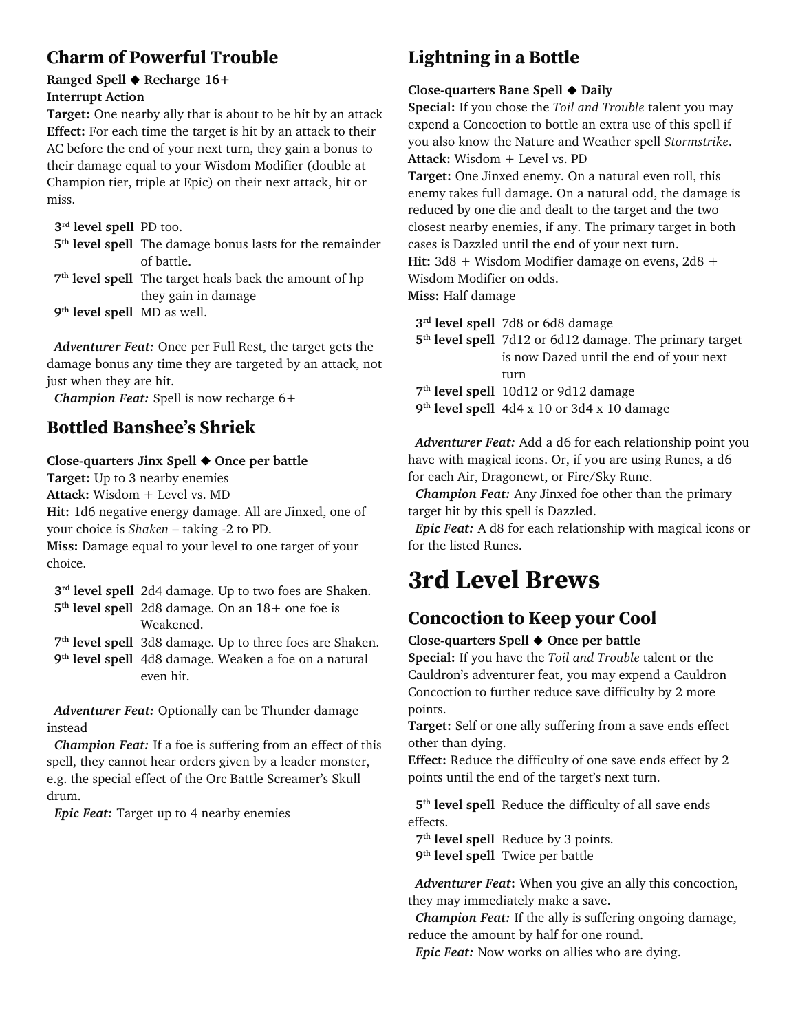## Charm of Powerful Trouble

**Ranged Spell ◆ Recharge 16+**
**Interrupt Action**
**Target:** One nearby ally that is about to be hit by an attack
**Effect:** For each time the target is hit by an attack to their AC before the end of your next turn, they gain a bonus to their damage equal to your Wisdom Modifier (double at Champion tier, triple at Epic) on their next attack, hit or miss.

| | |
|---|---|
| **3rd level spell** | PD too. |
| **5th level spell** | The damage bonus lasts for the remainder of battle. |
| **7th level spell** | The target heals back the amount of hp they gain in damage |
| **9th level spell** | MD as well. |

*Adventurer Feat:* Once per Full Rest, the target gets the damage bonus any time they are targeted by an attack, not just when they are hit.
*Champion Feat:* Spell is now recharge 6+

## Bottled Banshee's Shriek

**Close-quarters Jinx Spell ◆ Once per battle**
**Target:** Up to 3 nearby enemies
**Attack:** Wisdom + Level vs. MD
**Hit:** 1d6 negative energy damage. All are Jinxed, one of your choice is *Shaken* – taking -2 to PD.
**Miss:** Damage equal to your level to one target of your choice.

| | |
|---|---|
| **3rd level spell** | 2d4 damage. Up to two foes are Shaken. |
| **5th level spell** | 2d8 damage. On an 18+ one foe is Weakened. |
| **7th level spell** | 3d8 damage. Up to three foes are Shaken. |
| **9th level spell** | 4d8 damage. Weaken a foe on a natural even hit. |

*Adventurer Feat:* Optionally can be Thunder damage instead
*Champion Feat:* If a foe is suffering from an effect of this spell, they cannot hear orders given by a leader monster, e.g. the special effect of the Orc Battle Screamer's Skull drum.
*Epic Feat:* Target up to 4 nearby enemies

## Lightning in a Bottle

**Close-quarters Bane Spell ◆ Daily**
**Special:** If you chose the *Toil and Trouble* talent you may expend a Concoction to bottle an extra use of this spell if you also know the Nature and Weather spell *Stormstrike*.
**Attack:** Wisdom + Level vs. PD
**Target:** One Jinxed enemy. On a natural even roll, this enemy takes full damage. On a natural odd, the damage is reduced by one die and dealt to the target and the two closest nearby enemies, if any. The primary target in both cases is Dazzled until the end of your next turn.
**Hit:** 3d8 + Wisdom Modifier damage on evens, 2d8 + Wisdom Modifier on odds.
**Miss:** Half damage

| | |
|---|---|
| **3rd level spell** | 7d8 or 6d8 damage |
| **5th level spell** | 7d12 or 6d12 damage. The primary target is now Dazed until the end of your next turn |
| **7th level spell** | 10d12 or 9d12 damage |
| **9th level spell** | 4d4 x 10 or 3d4 x 10 damage |

*Adventurer Feat:* Add a d6 for each relationship point you have with magical icons. Or, if you are using Runes, a d6 for each Air, Dragonewt, or Fire/Sky Rune.
*Champion Feat:* Any Jinxed foe other than the primary target hit by this spell is Dazzled.
*Epic Feat:* A d8 for each relationship with magical icons or for the listed Runes.

# 3rd Level Brews

## Concoction to Keep your Cool

**Close-quarters Spell ◆ Once per battle**
**Special:** If you have the *Toil and Trouble* talent or the Cauldron's adventurer feat, you may expend a Cauldron Concoction to further reduce save difficulty by 2 more points.
**Target:** Self or one ally suffering from a save ends effect other than dying.
**Effect:** Reduce the difficulty of one save ends effect by 2 points until the end of the target's next turn.

**5th level spell** Reduce the difficulty of all save ends effects.
**7th level spell** Reduce by 3 points.
**9th level spell** Twice per battle

*Adventurer Feat***:** When you give an ally this concoction, they may immediately make a save.
*Champion Feat:* If the ally is suffering ongoing damage, reduce the amount by half for one round.
*Epic Feat:* Now works on allies who are dying.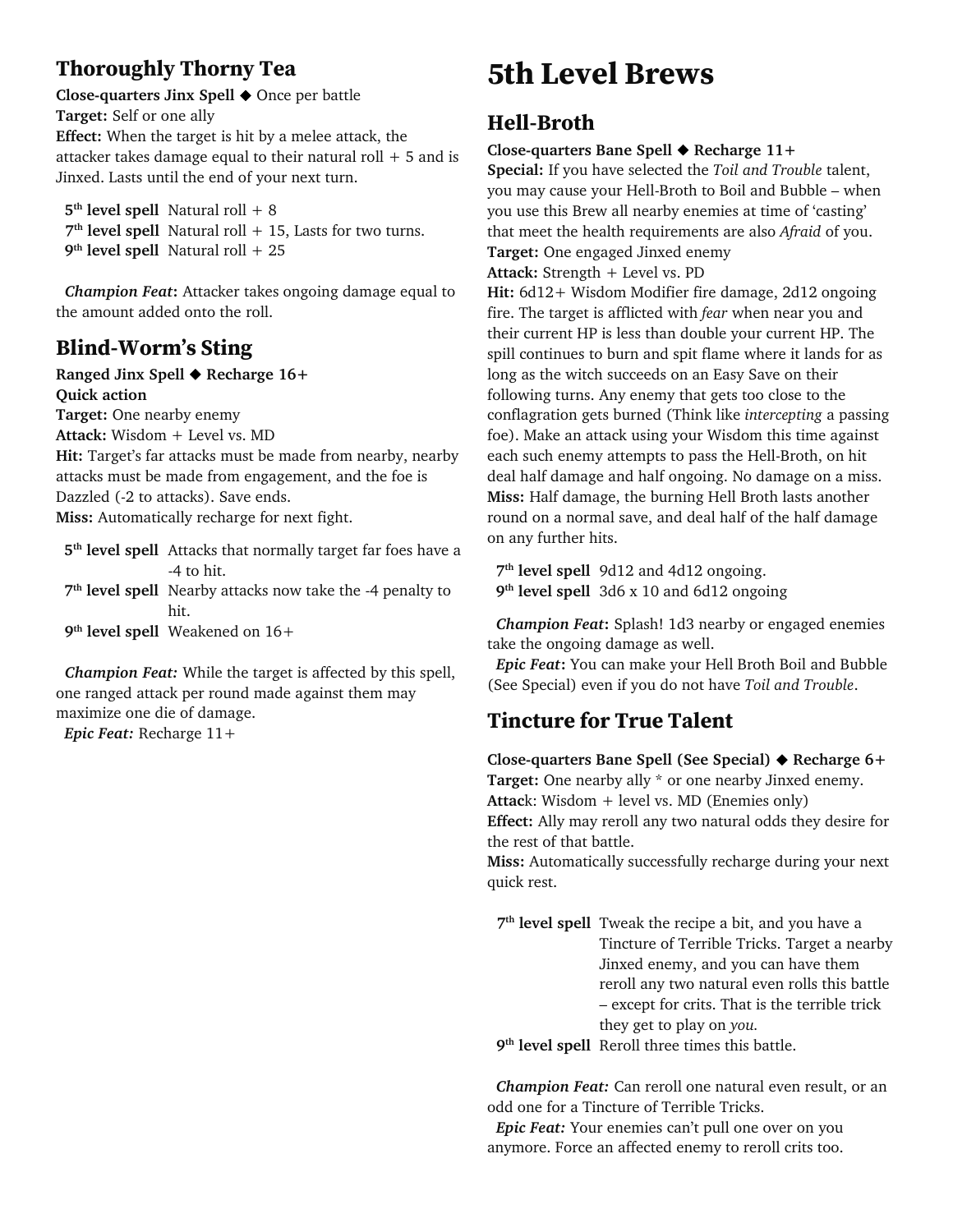### Thoroughly Thorny Tea

**Close-quarters Jinx Spell** ◆ Once per battle
**Target:** Self or one ally
**Effect:** When the target is hit by a melee attack, the attacker takes damage equal to their natural roll + 5 and is Jinxed. Lasts until the end of your next turn.

**5th level spell** Natural roll + 8
**7th level spell** Natural roll + 15, Lasts for two turns.
**9th level spell** Natural roll + 25

*Champion Feat***:** Attacker takes ongoing damage equal to the amount added onto the roll.

### Blind-Worm's Sting

**Ranged Jinx Spell** ◆ **Recharge 16+**
**Quick action**
**Target:** One nearby enemy
**Attack:** Wisdom + Level vs. MD
**Hit:** Target's far attacks must be made from nearby, nearby attacks must be made from engagement, and the foe is Dazzled (-2 to attacks). Save ends.
**Miss:** Automatically recharge for next fight.

**5th level spell** Attacks that normally target far foes have a -4 to hit.
**7th level spell** Nearby attacks now take the -4 penalty to hit.
**9th level spell** Weakened on 16+

*Champion Feat:* While the target is affected by this spell, one ranged attack per round made against them may maximize one die of damage.
*Epic Feat:* Recharge 11+

# 5th Level Brews

### Hell-Broth

**Close-quarters Bane Spell** ◆ **Recharge 11+**
**Special:** If you have selected the *Toil and Trouble* talent, you may cause your Hell-Broth to Boil and Bubble – when you use this Brew all nearby enemies at time of 'casting' that meet the health requirements are also *Afraid* of you.
**Target:** One engaged Jinxed enemy
**Attack:** Strength + Level vs. PD
**Hit:** 6d12+ Wisdom Modifier fire damage, 2d12 ongoing fire. The target is afflicted with *fear* when near you and their current HP is less than double your current HP. The spill continues to burn and spit flame where it lands for as long as the witch succeeds on an Easy Save on their following turns. Any enemy that gets too close to the conflagration gets burned (Think like *intercepting* a passing foe). Make an attack using your Wisdom this time against each such enemy attempts to pass the Hell-Broth, on hit deal half damage and half ongoing. No damage on a miss.
**Miss:** Half damage, the burning Hell Broth lasts another round on a normal save, and deal half of the half damage on any further hits.

**7th level spell** 9d12 and 4d12 ongoing.
**9th level spell** 3d6 x 10 and 6d12 ongoing

*Champion Feat***:** Splash! 1d3 nearby or engaged enemies take the ongoing damage as well.
*Epic Feat***:** You can make your Hell Broth Boil and Bubble (See Special) even if you do not have *Toil and Trouble*.

### Tincture for True Talent

**Close-quarters Bane Spell (See Special)** ◆ **Recharge 6+**
**Target:** One nearby ally * or one nearby Jinxed enemy.
**Attack:** Wisdom + level vs. MD (Enemies only)
**Effect:** Ally may reroll any two natural odds they desire for the rest of that battle.
**Miss:** Automatically successfully recharge during your next quick rest.

**7th level spell** Tweak the recipe a bit, and you have a Tincture of Terrible Tricks. Target a nearby Jinxed enemy, and you can have them reroll any two natural even rolls this battle – except for crits. That is the terrible trick they get to play on *you.*
**9th level spell** Reroll three times this battle.

*Champion Feat:* Can reroll one natural even result, or an odd one for a Tincture of Terrible Tricks.
*Epic Feat:* Your enemies can't pull one over on you anymore. Force an affected enemy to reroll crits too.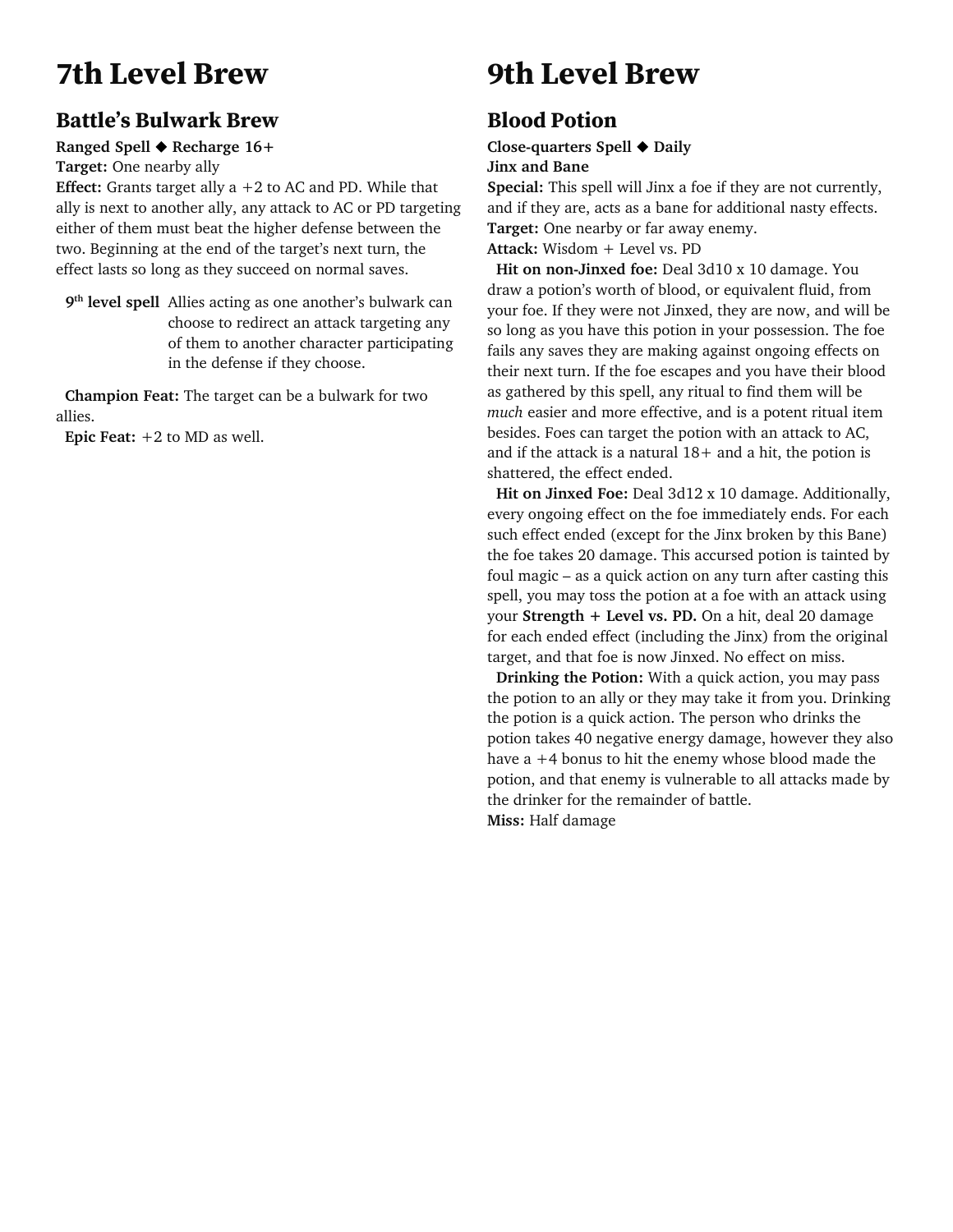# 7th Level Brew

## Battle's Bulwark Brew

**Ranged Spell ◆ Recharge 16+**
**Target:** One nearby ally
**Effect:** Grants target ally a +2 to AC and PD. While that ally is next to another ally, any attack to AC or PD targeting either of them must beat the higher defense between the two. Beginning at the end of the target's next turn, the effect lasts so long as they succeed on normal saves.

**9th level spell** Allies acting as one another's bulwark can choose to redirect an attack targeting any of them to another character participating in the defense if they choose.

**Champion Feat:** The target can be a bulwark for two allies.
**Epic Feat:** +2 to MD as well.

# 9th Level Brew

## Blood Potion

**Close-quarters Spell ◆ Daily**
**Jinx and Bane**
**Special:** This spell will Jinx a foe if they are not currently, and if they are, acts as a bane for additional nasty effects.
**Target:** One nearby or far away enemy.
**Attack:** Wisdom + Level vs. PD

**Hit on non-Jinxed foe:** Deal 3d10 x 10 damage. You draw a potion's worth of blood, or equivalent fluid, from your foe. If they were not Jinxed, they are now, and will be so long as you have this potion in your possession. The foe fails any saves they are making against ongoing effects on their next turn. If the foe escapes and you have their blood as gathered by this spell, any ritual to find them will be *much* easier and more effective, and is a potent ritual item besides. Foes can target the potion with an attack to AC, and if the attack is a natural 18+ and a hit, the potion is shattered, the effect ended.

**Hit on Jinxed Foe:** Deal 3d12 x 10 damage. Additionally, every ongoing effect on the foe immediately ends. For each such effect ended (except for the Jinx broken by this Bane) the foe takes 20 damage. This accursed potion is tainted by foul magic – as a quick action on any turn after casting this spell, you may toss the potion at a foe with an attack using your **Strength + Level vs. PD.** On a hit, deal 20 damage for each ended effect (including the Jinx) from the original target, and that foe is now Jinxed. No effect on miss.

**Drinking the Potion:** With a quick action, you may pass the potion to an ally or they may take it from you. Drinking the potion is a quick action. The person who drinks the potion takes 40 negative energy damage, however they also have a +4 bonus to hit the enemy whose blood made the potion, and that enemy is vulnerable to all attacks made by the drinker for the remainder of battle.
**Miss:** Half damage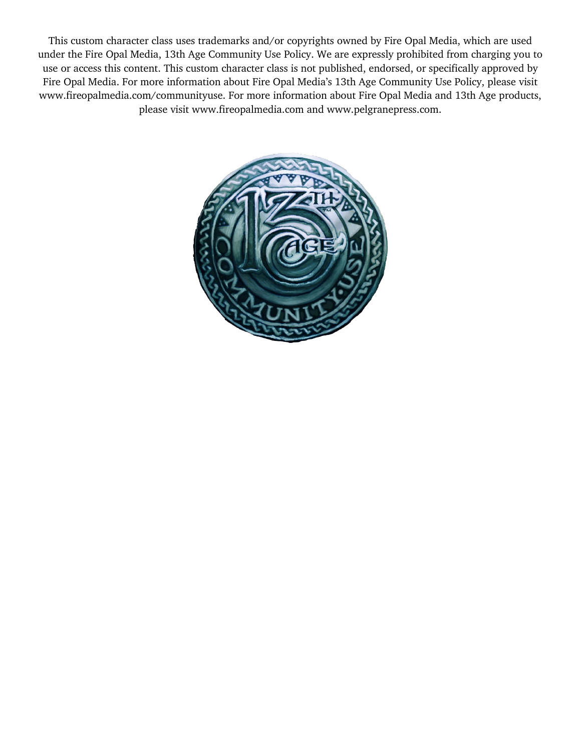This custom character class uses trademarks and/or copyrights owned by Fire Opal Media, which are used under the Fire Opal Media, 13th Age Community Use Policy. We are expressly prohibited from charging you to use or access this content. This custom character class is not published, endorsed, or specifically approved by Fire Opal Media. For more information about Fire Opal Media's 13th Age Community Use Policy, please visit www.fireopalmedia.com/communityuse. For more information about Fire Opal Media and 13th Age products, please visit www.fireopalmedia.com and www.pelgranepress.com.